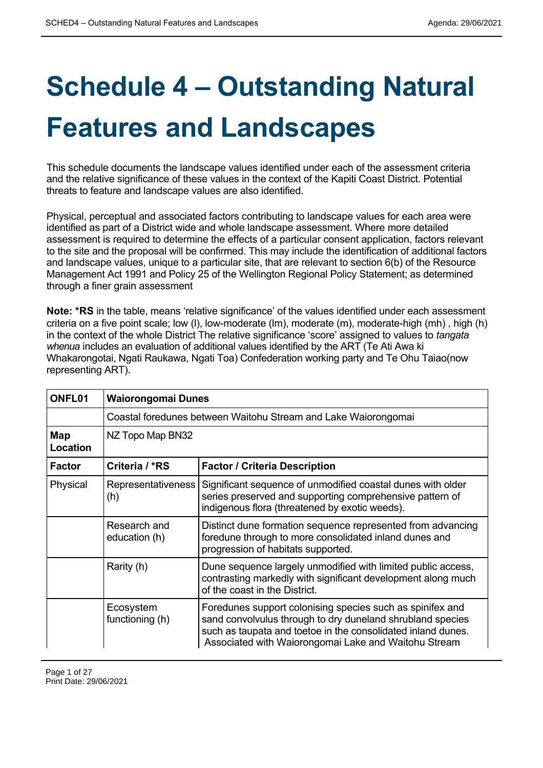# Schedule 4 – Outstanding Natural Features and Landscapes

This schedule documents the landscape values identified under each of the assessment criteria and the relative significance of these values in the context of the Kapiti Coast District. Potential threats to feature and landscape values are also identified.

Physical, perceptual and associated factors contributing to landscape values for each area were identified as part of a District wide and whole landscape assessment. Where more detailed assessment is required to determine the effects of a particular consent application, factors relevant to the site and the proposal will be confirmed. This may include the identification of additional factors and landscape values, unique to a particular site, that are relevant to section 6(b) of the Resource Management Act 1991 and Policy 25 of the Wellington Regional Policy Statement; as determined through a finer grain assessment

**Note: *RS** in the table, means 'relative significance' of the values identified under each assessment criteria on a five point scale; low (l), low-moderate (lm), moderate (m), moderate-high (mh) , high (h) in the context of the whole District The relative significance 'score' assigned to values to *tangata whenua* includes an evaluation of additional values identified by the ART (Te Ati Awa ki Whakarongotai, Ngati Raukawa, Ngati Toa) Confederation working party and Te Ohu Taiao(now representing ART).

| **ONFL01** | **Waiorongomai Dunes** | |
|---|---|---|
| | Coastal foredunes between Waitohu Stream and Lake Waiorongomai | |
| **Map Location** | NZ Topo Map BN32 | |
| **Factor** | **Criteria / *RS** | **Factor / Criteria Description** |
| Physical | Representativeness (h) | Significant sequence of unmodified coastal dunes with older series preserved and supporting comprehensive pattern of indigenous flora (threatened by exotic weeds). |
| | Research and education (h) | Distinct dune formation sequence represented from advancing foredune through to more consolidated inland dunes and progression of habitats supported. |
| | Rarity (h) | Dune sequence largely unmodified with limited public access, contrasting markedly with significant development along much of the coast in the District. |
| | Ecosystem functioning (h) | Foredunes support colonising species such as spinifex and sand convolvulus through to dry duneland shrubland species such as taupata and toetoe in the consolidated inland dunes. Associated with Waiorongomai Lake and Waitohu Stream |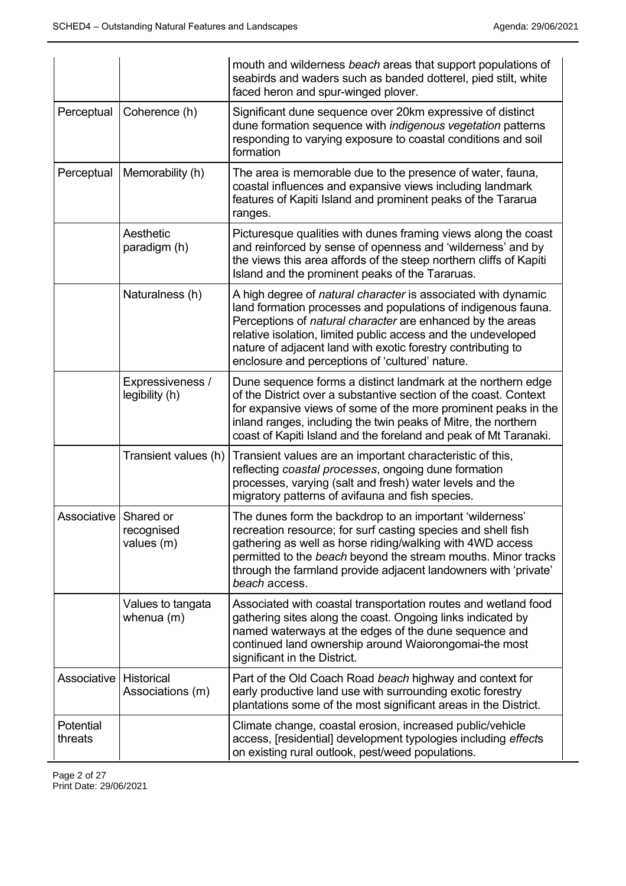| | | |
|---|---|---|
| | | mouth and wilderness *beach* areas that support populations of seabirds and waders such as banded dotterel, pied stilt, white faced heron and spur-winged plover. |
| Perceptual | Coherence (h) | Significant dune sequence over 20km expressive of distinct dune formation sequence with *indigenous vegetation* patterns responding to varying exposure to coastal conditions and soil formation |
| Perceptual | Memorability (h) | The area is memorable due to the presence of water, fauna, coastal influences and expansive views including landmark features of Kapiti Island and prominent peaks of the Tararua ranges. |
| | Aesthetic paradigm (h) | Picturesque qualities with dunes framing views along the coast and reinforced by sense of openness and 'wilderness' and by the views this area affords of the steep northern cliffs of Kapiti Island and the prominent peaks of the Tararuas. |
| | Naturalness (h) | A high degree of *natural character* is associated with dynamic land formation processes and populations of indigenous fauna. Perceptions of *natural character* are enhanced by the areas relative isolation, limited public access and the undeveloped nature of adjacent land with exotic forestry contributing to enclosure and perceptions of 'cultured' nature. |
| | Expressiveness / legibility (h) | Dune sequence forms a distinct landmark at the northern edge of the District over a substantive section of the coast. Context for expansive views of some of the more prominent peaks in the inland ranges, including the twin peaks of Mitre, the northern coast of Kapiti Island and the foreland and peak of Mt Taranaki. |
| | Transient values (h) | Transient values are an important characteristic of this, reflecting *coastal processes*, ongoing dune formation processes, varying (salt and fresh) water levels and the migratory patterns of avifauna and fish species. |
| Associative | Shared or recognised values (m) | The dunes form the backdrop to an important 'wilderness' recreation resource; for surf casting species and shell fish gathering as well as horse riding/walking with 4WD access permitted to the *beach* beyond the stream mouths. Minor tracks through the farmland provide adjacent landowners with 'private' *beach* access. |
| | Values to tangata whenua (m) | Associated with coastal transportation routes and wetland food gathering sites along the coast. Ongoing links indicated by named waterways at the edges of the dune sequence and continued land ownership around Waiorongomai-the most significant in the District. |
| Associative | Historical Associations (m) | Part of the Old Coach Road *beach* highway and context for early productive land use with surrounding exotic forestry plantations some of the most significant areas in the District. |
| Potential threats | | Climate change, coastal erosion, increased public/vehicle access, [residential] development typologies including *effect*s on existing rural outlook, pest/weed populations. |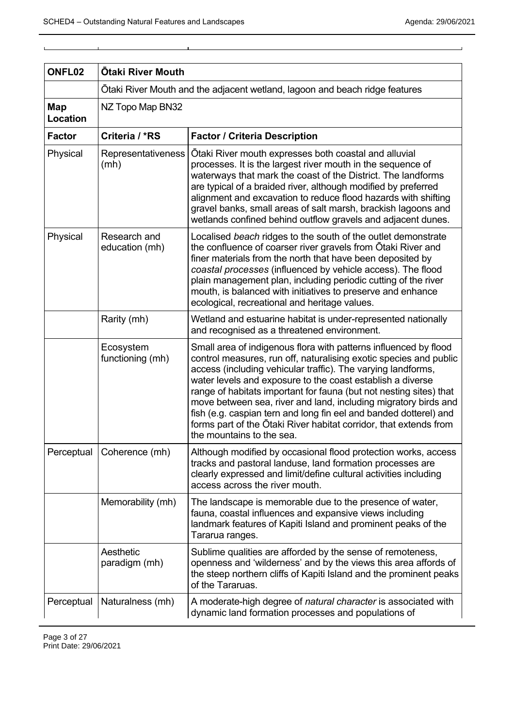| ONFL02 | Ōtaki River Mouth | |
|---|---|---|
| | Ōtaki River Mouth and the adjacent wetland, lagoon and beach ridge features | |
| **Map Location** | NZ Topo Map BN32 | |
| **Factor** | **Criteria / *RS** | **Factor / Criteria Description** |
| Physical | Representativeness (mh) | Ōtaki River mouth expresses both coastal and alluvial processes. It is the largest river mouth in the sequence of waterways that mark the coast of the District. The landforms are typical of a braided river, although modified by preferred alignment and excavation to reduce flood hazards with shifting gravel banks, small areas of salt marsh, brackish lagoons and wetlands confined behind outflow gravels and adjacent dunes. |
| Physical | Research and education (mh) | Localised *beach* ridges to the south of the outlet demonstrate the confluence of coarser river gravels from Ōtaki River and finer materials from the north that have been deposited by *coastal processes* (influenced by vehicle access). The flood plain management plan, including periodic cutting of the river mouth, is balanced with initiatives to preserve and enhance ecological, recreational and heritage values. |
| | Rarity (mh) | Wetland and estuarine habitat is under-represented nationally and recognised as a threatened environment. |
| | Ecosystem functioning (mh) | Small area of indigenous flora with patterns influenced by flood control measures, run off, naturalising exotic species and public access (including vehicular traffic). The varying landforms, water levels and exposure to the coast establish a diverse range of habitats important for fauna (but not nesting sites) that move between sea, river and land, including migratory birds and fish (e.g. caspian tern and long fin eel and banded dotterel) and forms part of the Ōtaki River habitat corridor, that extends from the mountains to the sea. |
| Perceptual | Coherence (mh) | Although modified by occasional flood protection works, access tracks and pastoral landuse, land formation processes are clearly expressed and limit/define cultural activities including access across the river mouth. |
| | Memorability (mh) | The landscape is memorable due to the presence of water, fauna, coastal influences and expansive views including landmark features of Kapiti Island and prominent peaks of the Tararua ranges. |
| | Aesthetic paradigm (mh) | Sublime qualities are afforded by the sense of remoteness, openness and 'wilderness' and by the views this area affords of the steep northern cliffs of Kapiti Island and the prominent peaks of the Tararuas. |
| Perceptual | Naturalness (mh) | A moderate-high degree of *natural character* is associated with dynamic land formation processes and populations of |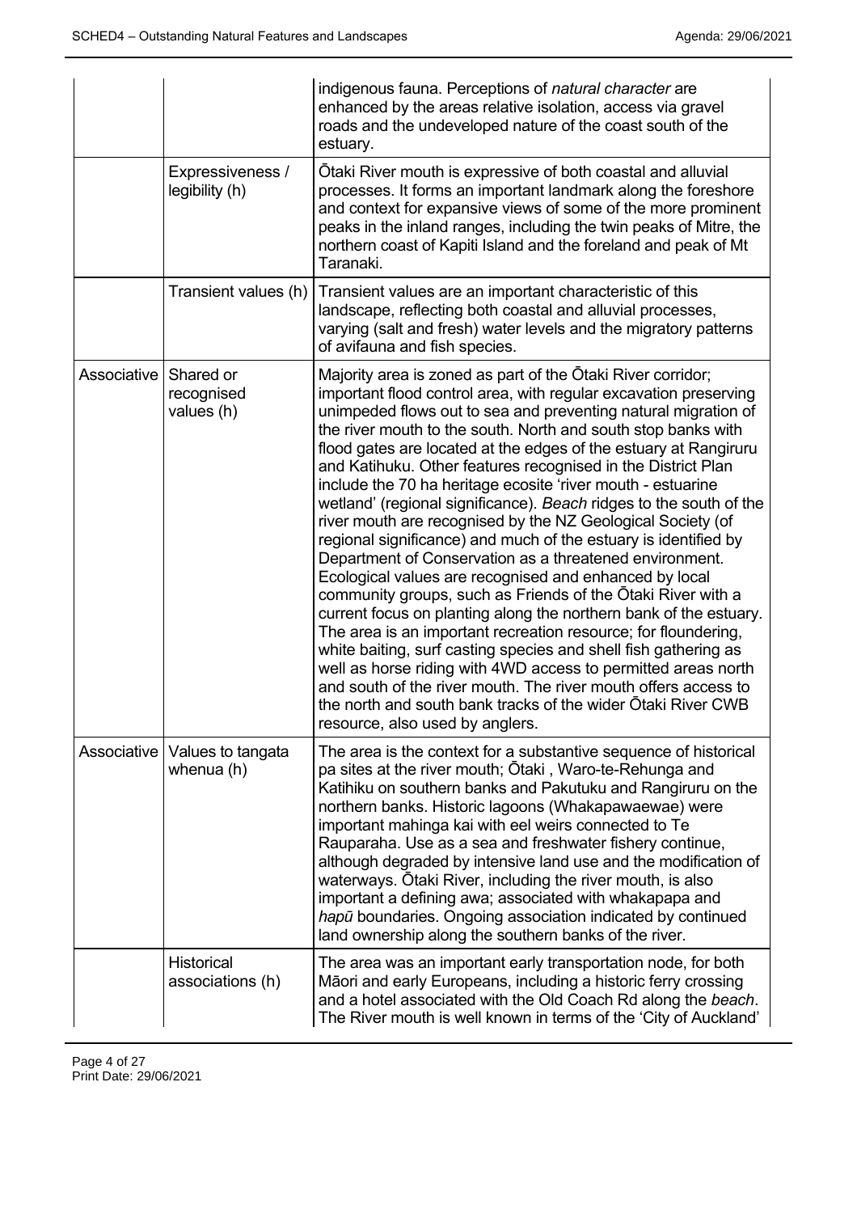| | | |
|---|---|---|
| | | indigenous fauna. Perceptions of *natural character* are enhanced by the areas relative isolation, access via gravel roads and the undeveloped nature of the coast south of the estuary. |
| | Expressiveness / legibility (h) | Ōtaki River mouth is expressive of both coastal and alluvial processes. It forms an important landmark along the foreshore and context for expansive views of some of the more prominent peaks in the inland ranges, including the twin peaks of Mitre, the northern coast of Kapiti Island and the foreland and peak of Mt Taranaki. |
| | Transient values (h) | Transient values are an important characteristic of this landscape, reflecting both coastal and alluvial processes, varying (salt and fresh) water levels and the migratory patterns of avifauna and fish species. |
| Associative | Shared or recognised values (h) | Majority area is zoned as part of the Ōtaki River corridor; important flood control area, with regular excavation preserving unimpeded flows out to sea and preventing natural migration of the river mouth to the south. North and south stop banks with flood gates are located at the edges of the estuary at Rangiruru and Katihuku. Other features recognised in the District Plan include the 70 ha heritage ecosite 'river mouth - estuarine wetland' (regional significance). *Beach* ridges to the south of the river mouth are recognised by the NZ Geological Society (of regional significance) and much of the estuary is identified by Department of Conservation as a threatened environment. Ecological values are recognised and enhanced by local community groups, such as Friends of the Ōtaki River with a current focus on planting along the northern bank of the estuary. The area is an important recreation resource; for floundering, white baiting, surf casting species and shell fish gathering as well as horse riding with 4WD access to permitted areas north and south of the river mouth. The river mouth offers access to the north and south bank tracks of the wider Ōtaki River CWB resource, also used by anglers. |
| Associative | Values to tangata whenua (h) | The area is the context for a substantive sequence of historical pa sites at the river mouth; Ōtaki , Waro-te-Rehunga and Katihiku on southern banks and Pakutuku and Rangiruru on the northern banks. Historic lagoons (Whakapawaewae) were important mahinga kai with eel weirs connected to Te Rauparaha. Use as a sea and freshwater fishery continue, although degraded by intensive land use and the modification of waterways. Ōtaki River, including the river mouth, is also important a defining awa; associated with whakapapa and *hapū* boundaries. Ongoing association indicated by continued land ownership along the southern banks of the river. |
| | Historical associations (h) | The area was an important early transportation node, for both Māori and early Europeans, including a historic ferry crossing and a hotel associated with the Old Coach Rd along the *beach*. The River mouth is well known in terms of the 'City of Auckland' |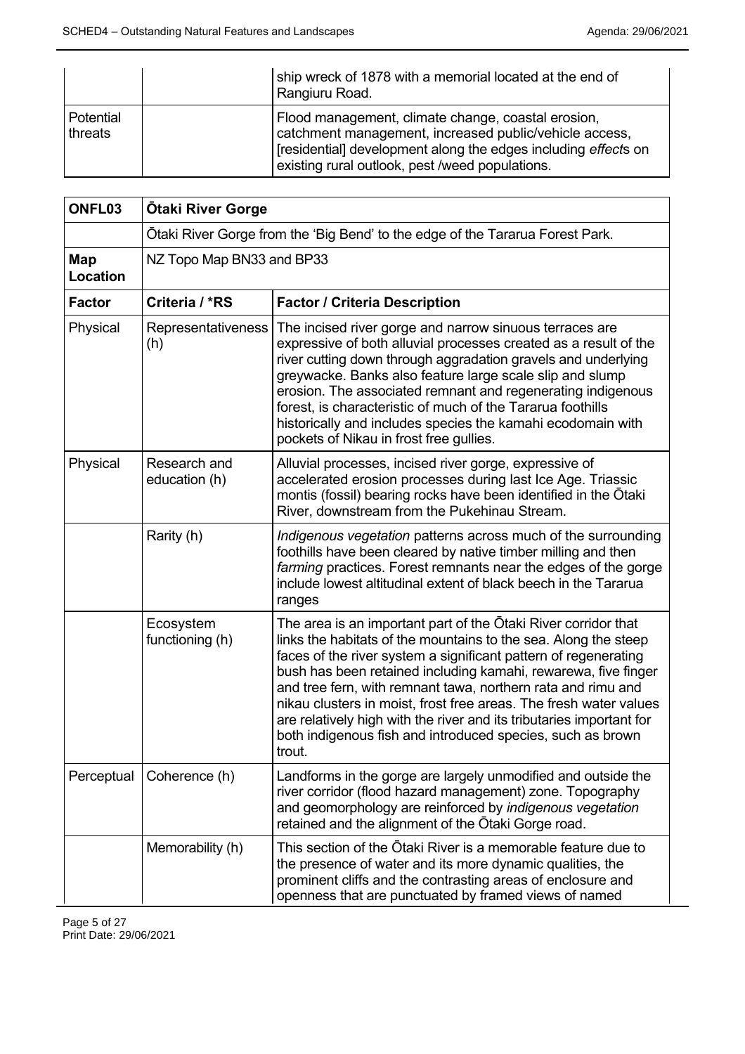| | | |
|---|---|---|
| | | ship wreck of 1878 with a memorial located at the end of Rangiuru Road. |
| Potential threats | | Flood management, climate change, coastal erosion, catchment management, increased public/vehicle access, [residential] development along the edges including *effect*s on existing rural outlook, pest /weed populations. |

| **ONFL03** | **Ōtaki River Gorge** | |
|---|---|---|
| | Ōtaki River Gorge from the 'Big Bend' to the edge of the Tararua Forest Park. | |
| **Map Location** | NZ Topo Map BN33 and BP33 | |
| **Factor** | **Criteria / *RS** | **Factor / Criteria Description** |
| Physical | Representativeness (h) | The incised river gorge and narrow sinuous terraces are expressive of both alluvial processes created as a result of the river cutting down through aggradation gravels and underlying greywacke. Banks also feature large scale slip and slump erosion. The associated remnant and regenerating indigenous forest, is characteristic of much of the Tararua foothills historically and includes species the kamahi ecodomain with pockets of Nikau in frost free gullies. |
| Physical | Research and education (h) | Alluvial processes, incised river gorge, expressive of accelerated erosion processes during last Ice Age. Triassic montis (fossil) bearing rocks have been identified in the Ōtaki River, downstream from the Pukehinau Stream. |
| | Rarity (h) | *Indigenous vegetation* patterns across much of the surrounding foothills have been cleared by native timber milling and then *farming* practices. Forest remnants near the edges of the gorge include lowest altitudinal extent of black beech in the Tararua ranges |
| | Ecosystem functioning (h) | The area is an important part of the Ōtaki River corridor that links the habitats of the mountains to the sea. Along the steep faces of the river system a significant pattern of regenerating bush has been retained including kamahi, rewarewa, five finger and tree fern, with remnant tawa, northern rata and rimu and nikau clusters in moist, frost free areas. The fresh water values are relatively high with the river and its tributaries important for both indigenous fish and introduced species, such as brown trout. |
| Perceptual | Coherence (h) | Landforms in the gorge are largely unmodified and outside the river corridor (flood hazard management) zone. Topography and geomorphology are reinforced by *indigenous vegetation* retained and the alignment of the Ōtaki Gorge road. |
| | Memorability (h) | This section of the Ōtaki River is a memorable feature due to the presence of water and its more dynamic qualities, the prominent cliffs and the contrasting areas of enclosure and openness that are punctuated by framed views of named |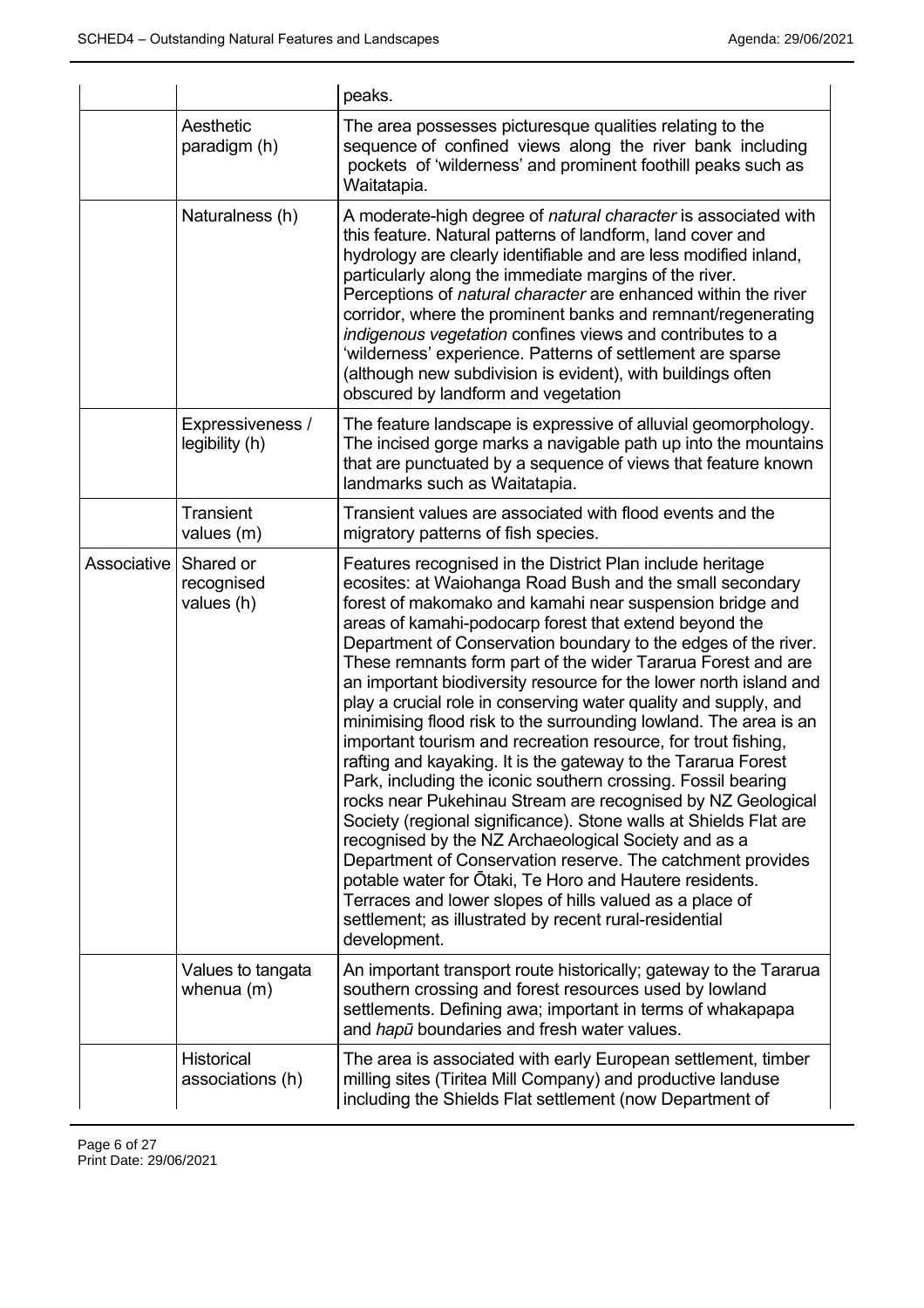| | | |
|---|---|---|
| | | peaks. |
| | Aesthetic paradigm (h) | The area possesses picturesque qualities relating to the sequence of confined views along the river bank including pockets of 'wilderness' and prominent foothill peaks such as Waitatapia. |
| | Naturalness (h) | A moderate-high degree of *natural character* is associated with this feature. Natural patterns of landform, land cover and hydrology are clearly identifiable and are less modified inland, particularly along the immediate margins of the river. Perceptions of *natural character* are enhanced within the river corridor, where the prominent banks and remnant/regenerating *indigenous vegetation* confines views and contributes to a 'wilderness' experience. Patterns of settlement are sparse (although new subdivision is evident), with buildings often obscured by landform and vegetation |
| | Expressiveness / legibility (h) | The feature landscape is expressive of alluvial geomorphology. The incised gorge marks a navigable path up into the mountains that are punctuated by a sequence of views that feature known landmarks such as Waitatapia. |
| | Transient values (m) | Transient values are associated with flood events and the migratory patterns of fish species. |
| Associative | Shared or recognised values (h) | Features recognised in the District Plan include heritage ecosites: at Waiohanga Road Bush and the small secondary forest of makomako and kamahi near suspension bridge and areas of kamahi-podocarp forest that extend beyond the Department of Conservation boundary to the edges of the river. These remnants form part of the wider Tararua Forest and are an important biodiversity resource for the lower north island and play a crucial role in conserving water quality and supply, and minimising flood risk to the surrounding lowland. The area is an important tourism and recreation resource, for trout fishing, rafting and kayaking. It is the gateway to the Tararua Forest Park, including the iconic southern crossing. Fossil bearing rocks near Pukehinau Stream are recognised by NZ Geological Society (regional significance). Stone walls at Shields Flat are recognised by the NZ Archaeological Society and as a Department of Conservation reserve. The catchment provides potable water for Ōtaki, Te Horo and Hautere residents. Terraces and lower slopes of hills valued as a place of settlement; as illustrated by recent rural-residential development. |
| | Values to tangata whenua (m) | An important transport route historically; gateway to the Tararua southern crossing and forest resources used by lowland settlements. Defining awa; important in terms of whakapapa and *hapū* boundaries and fresh water values. |
| | Historical associations (h) | The area is associated with early European settlement, timber milling sites (Tiritea Mill Company) and productive landuse including the Shields Flat settlement (now Department of |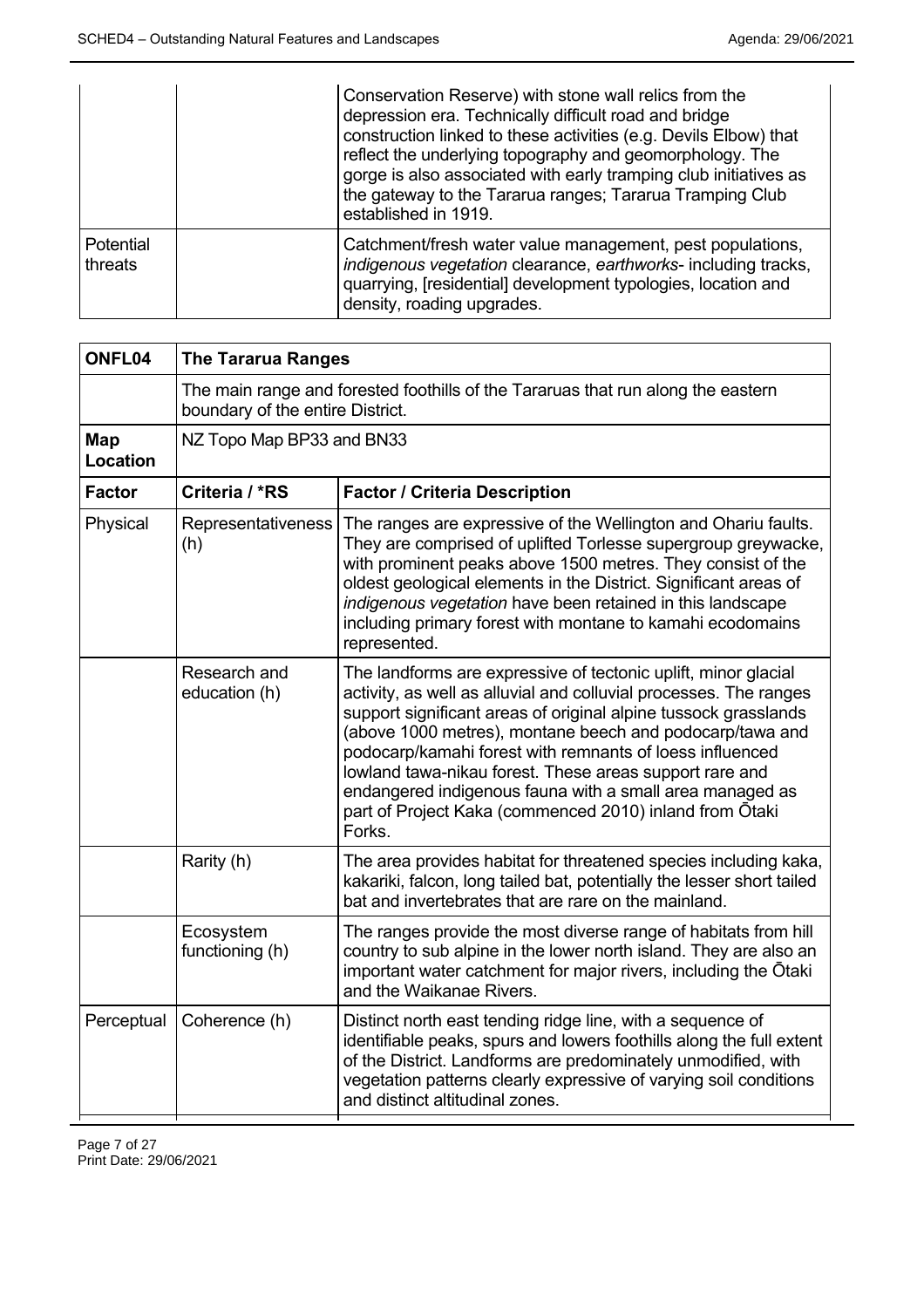| | | |
|---|---|---|
| | | Conservation Reserve) with stone wall relics from the depression era. Technically difficult road and bridge construction linked to these activities (e.g. Devils Elbow) that reflect the underlying topography and geomorphology. The gorge is also associated with early tramping club initiatives as the gateway to the Tararua ranges; Tararua Tramping Club established in 1919. |
| Potential threats | | Catchment/fresh water value management, pest populations, *indigenous vegetation* clearance, *earthworks*- including tracks, quarrying, [residential] development typologies, location and density, roading upgrades. |

| **ONFL04** | **The Tararua Ranges** | |
|---|---|---|
| | The main range and forested foothills of the Tararuas that run along the eastern boundary of the entire District. | |
| **Map Location** | NZ Topo Map BP33 and BN33 | |
| **Factor** | **Criteria / *RS** | **Factor / Criteria Description** |
| Physical | Representativeness (h) | The ranges are expressive of the Wellington and Ohariu faults. They are comprised of uplifted Torlesse supergroup greywacke, with prominent peaks above 1500 metres. They consist of the oldest geological elements in the District. Significant areas of *indigenous vegetation* have been retained in this landscape including primary forest with montane to kamahi ecodomains represented. |
| | Research and education (h) | The landforms are expressive of tectonic uplift, minor glacial activity, as well as alluvial and colluvial processes. The ranges support significant areas of original alpine tussock grasslands (above 1000 metres), montane beech and podocarp/tawa and podocarp/kamahi forest with remnants of loess influenced lowland tawa-nikau forest. These areas support rare and endangered indigenous fauna with a small area managed as part of Project Kaka (commenced 2010) inland from Ōtaki Forks. |
| | Rarity (h) | The area provides habitat for threatened species including kaka, kakariki, falcon, long tailed bat, potentially the lesser short tailed bat and invertebrates that are rare on the mainland. |
| | Ecosystem functioning (h) | The ranges provide the most diverse range of habitats from hill country to sub alpine in the lower north island. They are also an important water catchment for major rivers, including the Ōtaki and the Waikanae Rivers. |
| Perceptual | Coherence (h) | Distinct north east tending ridge line, with a sequence of identifiable peaks, spurs and lowers foothills along the full extent of the District. Landforms are predominately unmodified, with vegetation patterns clearly expressive of varying soil conditions and distinct altitudinal zones. |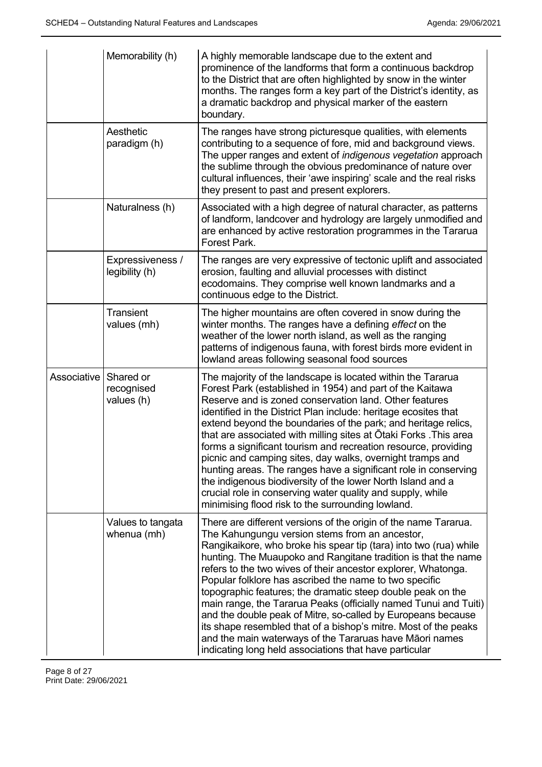| | | |
|---|---|---|
| | Memorability (h) | A highly memorable landscape due to the extent and prominence of the landforms that form a continuous backdrop to the District that are often highlighted by snow in the winter months. The ranges form a key part of the District's identity, as a dramatic backdrop and physical marker of the eastern boundary. |
| | Aesthetic paradigm (h) | The ranges have strong picturesque qualities, with elements contributing to a sequence of fore, mid and background views. The upper ranges and extent of *indigenous vegetation* approach the sublime through the obvious predominance of nature over cultural influences, their 'awe inspiring' scale and the real risks they present to past and present explorers. |
| | Naturalness (h) | Associated with a high degree of natural character, as patterns of landform, landcover and hydrology are largely unmodified and are enhanced by active restoration programmes in the Tararua Forest Park. |
| | Expressiveness / legibility (h) | The ranges are very expressive of tectonic uplift and associated erosion, faulting and alluvial processes with distinct ecodomains. They comprise well known landmarks and a continuous edge to the District. |
| | Transient values (mh) | The higher mountains are often covered in snow during the winter months. The ranges have a defining *effect* on the weather of the lower north island, as well as the ranging patterns of indigenous fauna, with forest birds more evident in lowland areas following seasonal food sources |
| Associative | Shared or recognised values (h) | The majority of the landscape is located within the Tararua Forest Park (established in 1954) and part of the Kaitawa Reserve and is zoned conservation land. Other features identified in the District Plan include: heritage ecosites that extend beyond the boundaries of the park; and heritage relics, that are associated with milling sites at Ōtaki Forks .This area forms a significant tourism and recreation resource, providing picnic and camping sites, day walks, overnight tramps and hunting areas. The ranges have a significant role in conserving the indigenous biodiversity of the lower North Island and a crucial role in conserving water quality and supply, while minimising flood risk to the surrounding lowland. |
| | Values to tangata whenua (mh) | There are different versions of the origin of the name Tararua. The Kahungungu version stems from an ancestor, Rangikaikore, who broke his spear tip (tara) into two (rua) while hunting. The Muaupoko and Rangitane tradition is that the name refers to the two wives of their ancestor explorer, Whatonga. Popular folklore has ascribed the name to two specific topographic features; the dramatic steep double peak on the main range, the Tararua Peaks (officially named Tunui and Tuiti) and the double peak of Mitre, so-called by Europeans because its shape resembled that of a bishop's mitre. Most of the peaks and the main waterways of the Tararuas have Māori names indicating long held associations that have particular |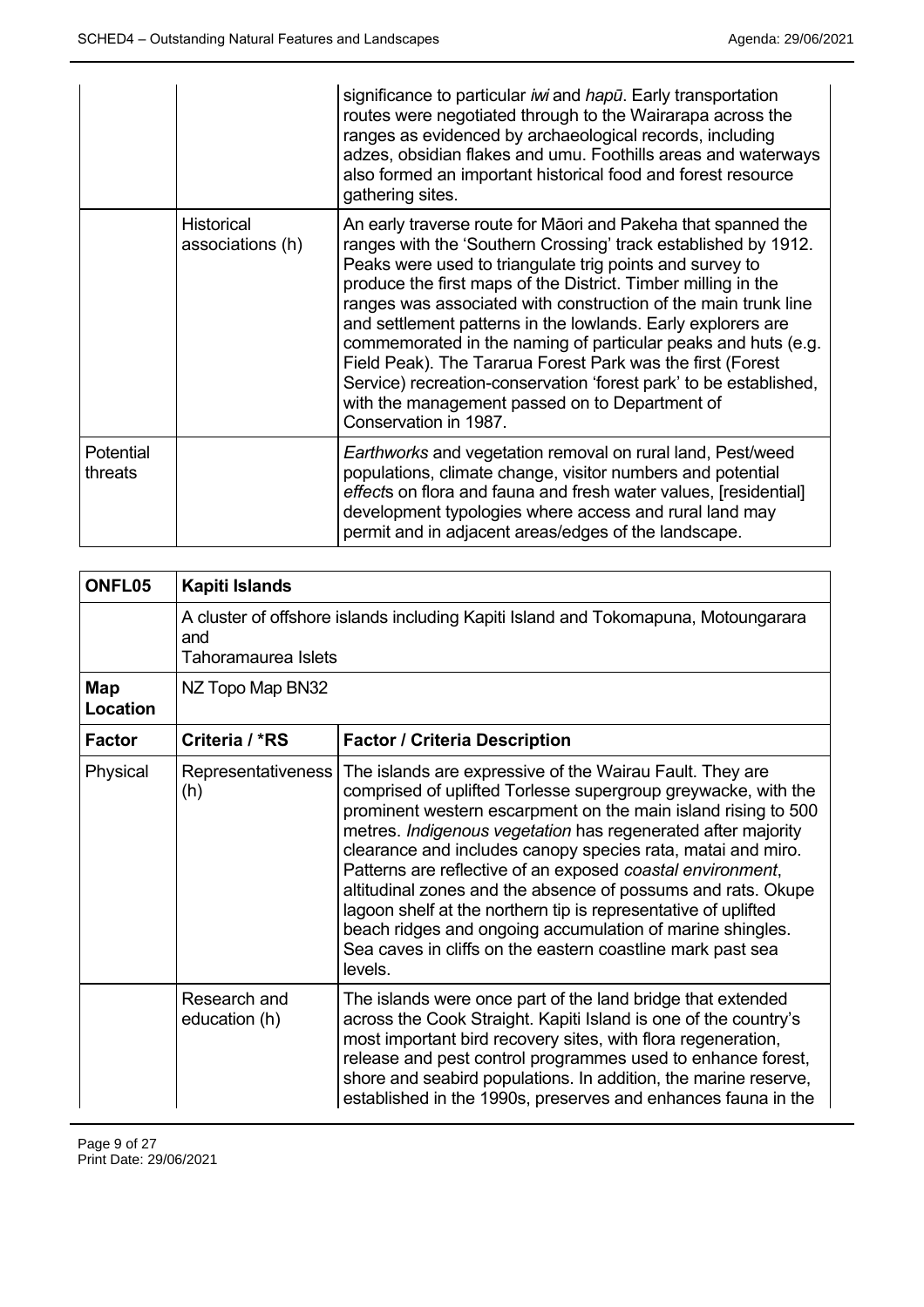| | | |
|---|---|---|
| | | significance to particular *iwi* and *hapū*. Early transportation routes were negotiated through to the Wairarapa across the ranges as evidenced by archaeological records, including adzes, obsidian flakes and umu. Foothills areas and waterways also formed an important historical food and forest resource gathering sites. |
| | Historical associations (h) | An early traverse route for Māori and Pakeha that spanned the ranges with the 'Southern Crossing' track established by 1912. Peaks were used to triangulate trig points and survey to produce the first maps of the District. Timber milling in the ranges was associated with construction of the main trunk line and settlement patterns in the lowlands. Early explorers are commemorated in the naming of particular peaks and huts (e.g. Field Peak). The Tararua Forest Park was the first (Forest Service) recreation-conservation 'forest park' to be established, with the management passed on to Department of Conservation in 1987. |
| Potential threats | | *Earthworks* and vegetation removal on rural land, Pest/weed populations, climate change, visitor numbers and potential *effect*s on flora and fauna and fresh water values, [residential] development typologies where access and rural land may permit and in adjacent areas/edges of the landscape. |

| **ONFL05** | **Kapiti Islands** | |
|---|---|---|
| | A cluster of offshore islands including Kapiti Island and Tokomapuna, Motoungarara and Tahoramaurea Islets | |
| **Map Location** | NZ Topo Map BN32 | |
| **Factor** | **Criteria / *RS** | **Factor / Criteria Description** |
| Physical | Representativeness (h) | The islands are expressive of the Wairau Fault. They are comprised of uplifted Torlesse supergroup greywacke, with the prominent western escarpment on the main island rising to 500 metres. *Indigenous vegetation* has regenerated after majority clearance and includes canopy species rata, matai and miro. Patterns are reflective of an exposed *coastal environment*, altitudinal zones and the absence of possums and rats. Okupe lagoon shelf at the northern tip is representative of uplifted beach ridges and ongoing accumulation of marine shingles. Sea caves in cliffs on the eastern coastline mark past sea levels. |
| | Research and education (h) | The islands were once part of the land bridge that extended across the Cook Straight. Kapiti Island is one of the country's most important bird recovery sites, with flora regeneration, release and pest control programmes used to enhance forest, shore and seabird populations. In addition, the marine reserve, established in the 1990s, preserves and enhances fauna in the |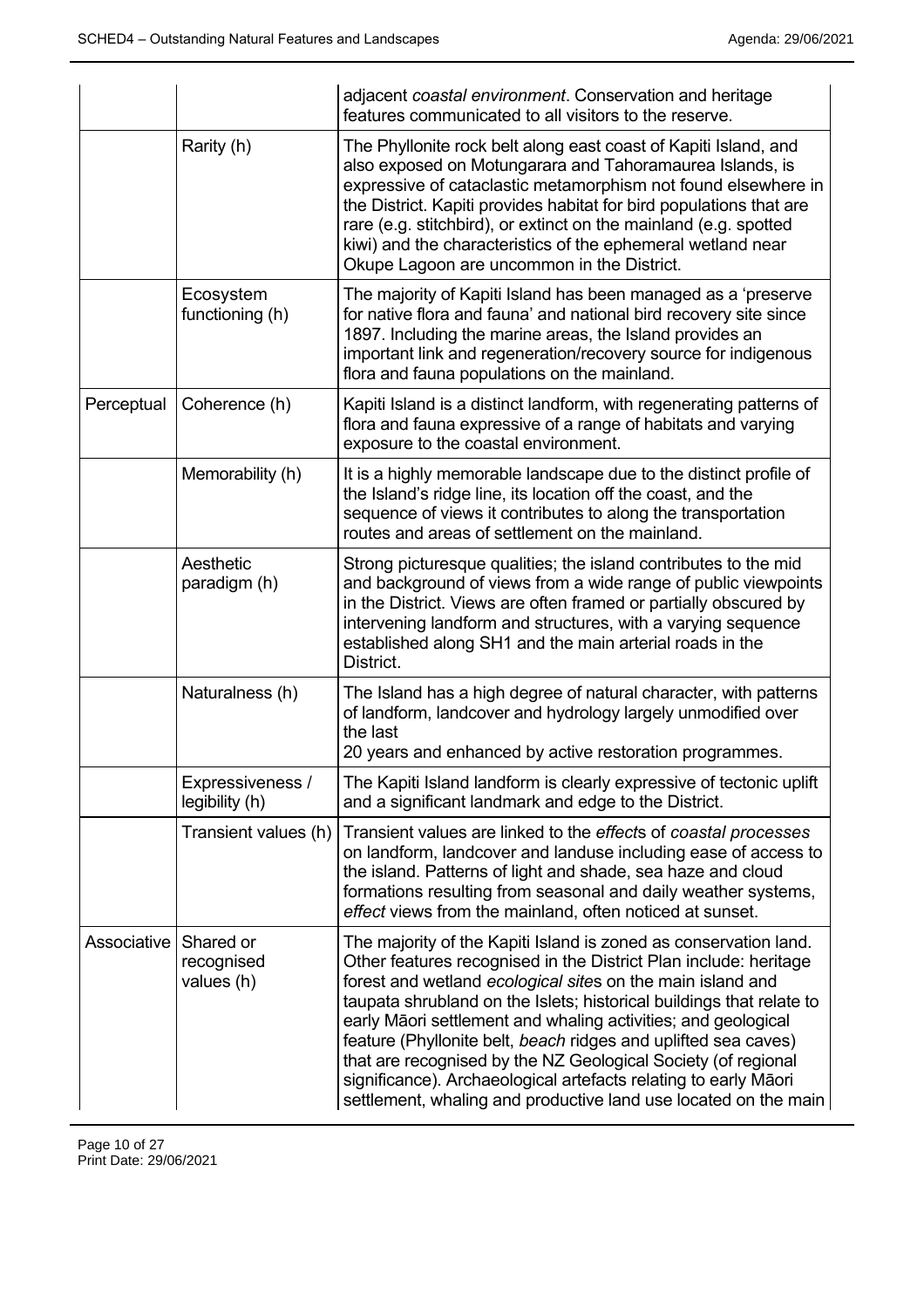| | | |
|---|---|---|
| | | adjacent *coastal environment*. Conservation and heritage features communicated to all visitors to the reserve. |
| | Rarity (h) | The Phyllonite rock belt along east coast of Kapiti Island, and also exposed on Motungarara and Tahoramaurea Islands, is expressive of cataclastic metamorphism not found elsewhere in the District. Kapiti provides habitat for bird populations that are rare (e.g. stitchbird), or extinct on the mainland (e.g. spotted kiwi) and the characteristics of the ephemeral wetland near Okupe Lagoon are uncommon in the District. |
| | Ecosystem functioning (h) | The majority of Kapiti Island has been managed as a 'preserve for native flora and fauna' and national bird recovery site since 1897. Including the marine areas, the Island provides an important link and regeneration/recovery source for indigenous flora and fauna populations on the mainland. |
| Perceptual | Coherence (h) | Kapiti Island is a distinct landform, with regenerating patterns of flora and fauna expressive of a range of habitats and varying exposure to the coastal environment. |
| | Memorability (h) | It is a highly memorable landscape due to the distinct profile of the Island's ridge line, its location off the coast, and the sequence of views it contributes to along the transportation routes and areas of settlement on the mainland. |
| | Aesthetic paradigm (h) | Strong picturesque qualities; the island contributes to the mid and background of views from a wide range of public viewpoints in the District. Views are often framed or partially obscured by intervening landform and structures, with a varying sequence established along SH1 and the main arterial roads in the District. |
| | Naturalness (h) | The Island has a high degree of natural character, with patterns of landform, landcover and hydrology largely unmodified over the last 20 years and enhanced by active restoration programmes. |
| | Expressiveness / legibility (h) | The Kapiti Island landform is clearly expressive of tectonic uplift and a significant landmark and edge to the District. |
| | Transient values (h) | Transient values are linked to the *effect*s of *coastal processes* on landform, landcover and landuse including ease of access to the island. Patterns of light and shade, sea haze and cloud formations resulting from seasonal and daily weather systems, *effect* views from the mainland, often noticed at sunset. |
| Associative | Shared or recognised values (h) | The majority of the Kapiti Island is zoned as conservation land. Other features recognised in the District Plan include: heritage forest and wetland *ecological site*s on the main island and taupata shrubland on the Islets; historical buildings that relate to early Māori settlement and whaling activities; and geological feature (Phyllonite belt, *beach* ridges and uplifted sea caves) that are recognised by the NZ Geological Society (of regional significance). Archaeological artefacts relating to early Māori settlement, whaling and productive land use located on the main |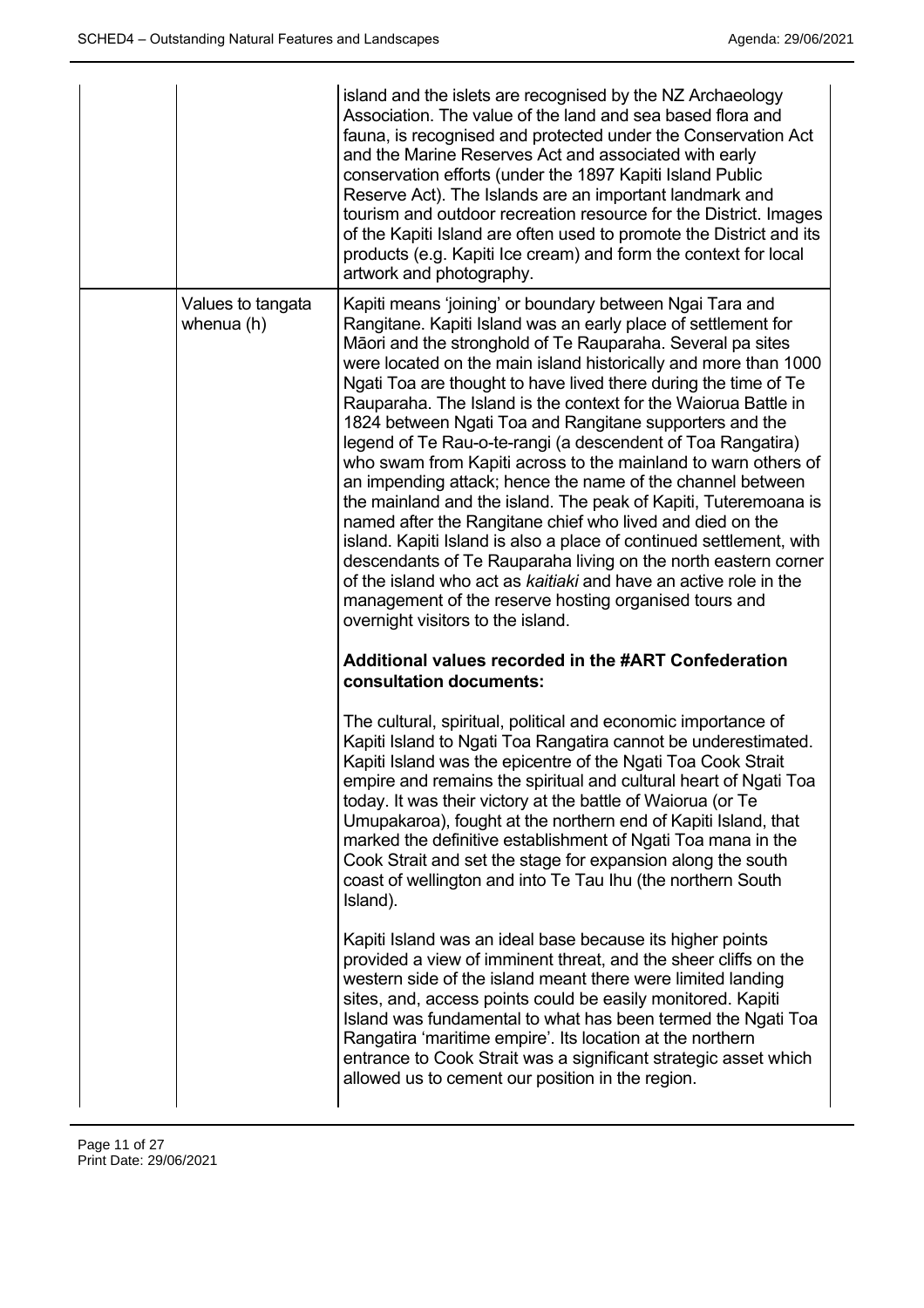| | | |
|---|---|---|
| | | island and the islets are recognised by the NZ Archaeology Association. The value of the land and sea based flora and fauna, is recognised and protected under the Conservation Act and the Marine Reserves Act and associated with early conservation efforts (under the 1897 Kapiti Island Public Reserve Act). The Islands are an important landmark and tourism and outdoor recreation resource for the District. Images of the Kapiti Island are often used to promote the District and its products (e.g. Kapiti Ice cream) and form the context for local artwork and photography. |
| | Values to tangata whenua (h) | Kapiti means 'joining' or boundary between Ngai Tara and Rangitane. Kapiti Island was an early place of settlement for Māori and the stronghold of Te Rauparaha. Several pa sites were located on the main island historically and more than 1000 Ngati Toa are thought to have lived there during the time of Te Rauparaha. The Island is the context for the Waiorua Battle in 1824 between Ngati Toa and Rangitane supporters and the legend of Te Rau-o-te-rangi (a descendent of Toa Rangatira) who swam from Kapiti across to the mainland to warn others of an impending attack; hence the name of the channel between the mainland and the island. The peak of Kapiti, Tuteremoana is named after the Rangitane chief who lived and died on the island. Kapiti Island is also a place of continued settlement, with descendants of Te Rauparaha living on the north eastern corner of the island who act as *kaitiaki* and have an active role in the management of the reserve hosting organised tours and overnight visitors to the island.<br><br>**Additional values recorded in the #ART Confederation consultation documents:**<br><br>The cultural, spiritual, political and economic importance of Kapiti Island to Ngati Toa Rangatira cannot be underestimated. Kapiti Island was the epicentre of the Ngati Toa Cook Strait empire and remains the spiritual and cultural heart of Ngati Toa today. It was their victory at the battle of Waiorua (or Te Umupakaroa), fought at the northern end of Kapiti Island, that marked the definitive establishment of Ngati Toa mana in the Cook Strait and set the stage for expansion along the south coast of wellington and into Te Tau Ihu (the northern South Island).<br><br>Kapiti Island was an ideal base because its higher points provided a view of imminent threat, and the sheer cliffs on the western side of the island meant there were limited landing sites, and, access points could be easily monitored. Kapiti Island was fundamental to what has been termed the Ngati Toa Rangatira 'maritime empire'. Its location at the northern entrance to Cook Strait was a significant strategic asset which allowed us to cement our position in the region. |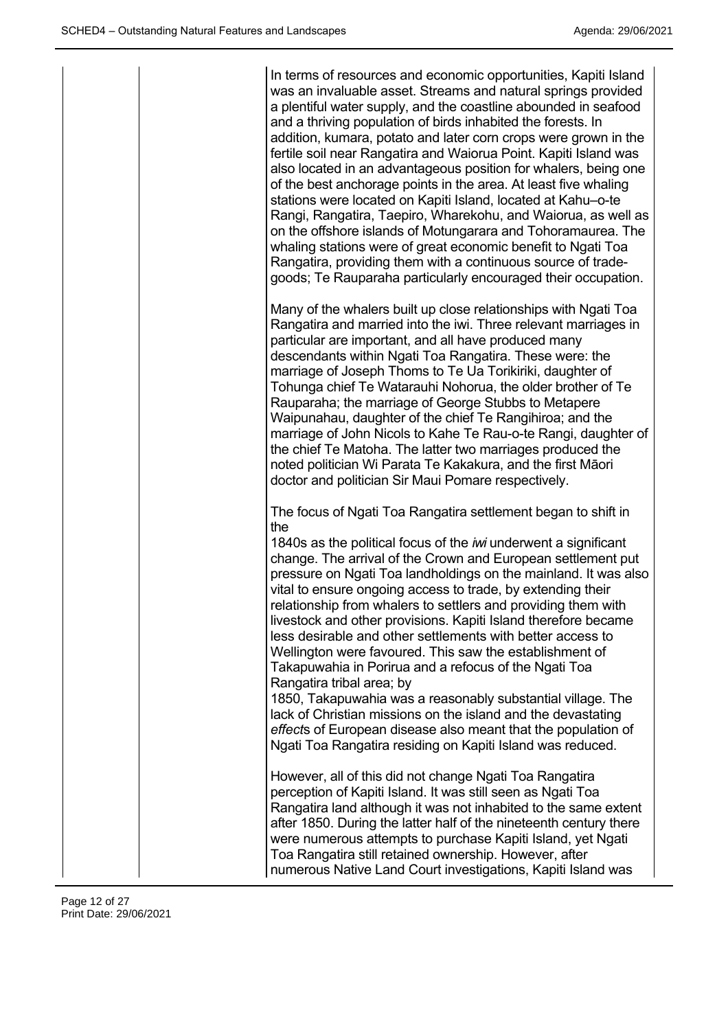In terms of resources and economic opportunities, Kapiti Island was an invaluable asset. Streams and natural springs provided a plentiful water supply, and the coastline abounded in seafood and a thriving population of birds inhabited the forests. In addition, kumara, potato and later corn crops were grown in the fertile soil near Rangatira and Waiorua Point. Kapiti Island was also located in an advantageous position for whalers, being one of the best anchorage points in the area. At least five whaling stations were located on Kapiti Island, located at Kahu–o-te Rangi, Rangatira, Taepiro, Wharekohu, and Waiorua, as well as on the offshore islands of Motungarara and Tohoramaurea. The whaling stations were of great economic benefit to Ngati Toa Rangatira, providing them with a continuous source of trade-goods; Te Rauparaha particularly encouraged their occupation.

Many of the whalers built up close relationships with Ngati Toa Rangatira and married into the iwi. Three relevant marriages in particular are important, and all have produced many descendants within Ngati Toa Rangatira. These were: the marriage of Joseph Thoms to Te Ua Torikiriki, daughter of Tohunga chief Te Watarauhi Nohorua, the older brother of Te Rauparaha; the marriage of George Stubbs to Metapere Waipunahau, daughter of the chief Te Rangihiroa; and the marriage of John Nicols to Kahe Te Rau-o-te Rangi, daughter of the chief Te Matoha. The latter two marriages produced the noted politician Wi Parata Te Kakakura, and the first Māori doctor and politician Sir Maui Pomare respectively.

The focus of Ngati Toa Rangatira settlement began to shift in the 1840s as the political focus of the *iwi* underwent a significant change. The arrival of the Crown and European settlement put pressure on Ngati Toa landholdings on the mainland. It was also vital to ensure ongoing access to trade, by extending their relationship from whalers to settlers and providing them with livestock and other provisions. Kapiti Island therefore became less desirable and other settlements with better access to Wellington were favoured. This saw the establishment of Takapuwahia in Porirua and a refocus of the Ngati Toa Rangatira tribal area; by 1850, Takapuwahia was a reasonably substantial village. The lack of Christian missions on the island and the devastating *effect*s of European disease also meant that the population of Ngati Toa Rangatira residing on Kapiti Island was reduced.

However, all of this did not change Ngati Toa Rangatira perception of Kapiti Island. It was still seen as Ngati Toa Rangatira land although it was not inhabited to the same extent after 1850. During the latter half of the nineteenth century there were numerous attempts to purchase Kapiti Island, yet Ngati Toa Rangatira still retained ownership. However, after numerous Native Land Court investigations, Kapiti Island was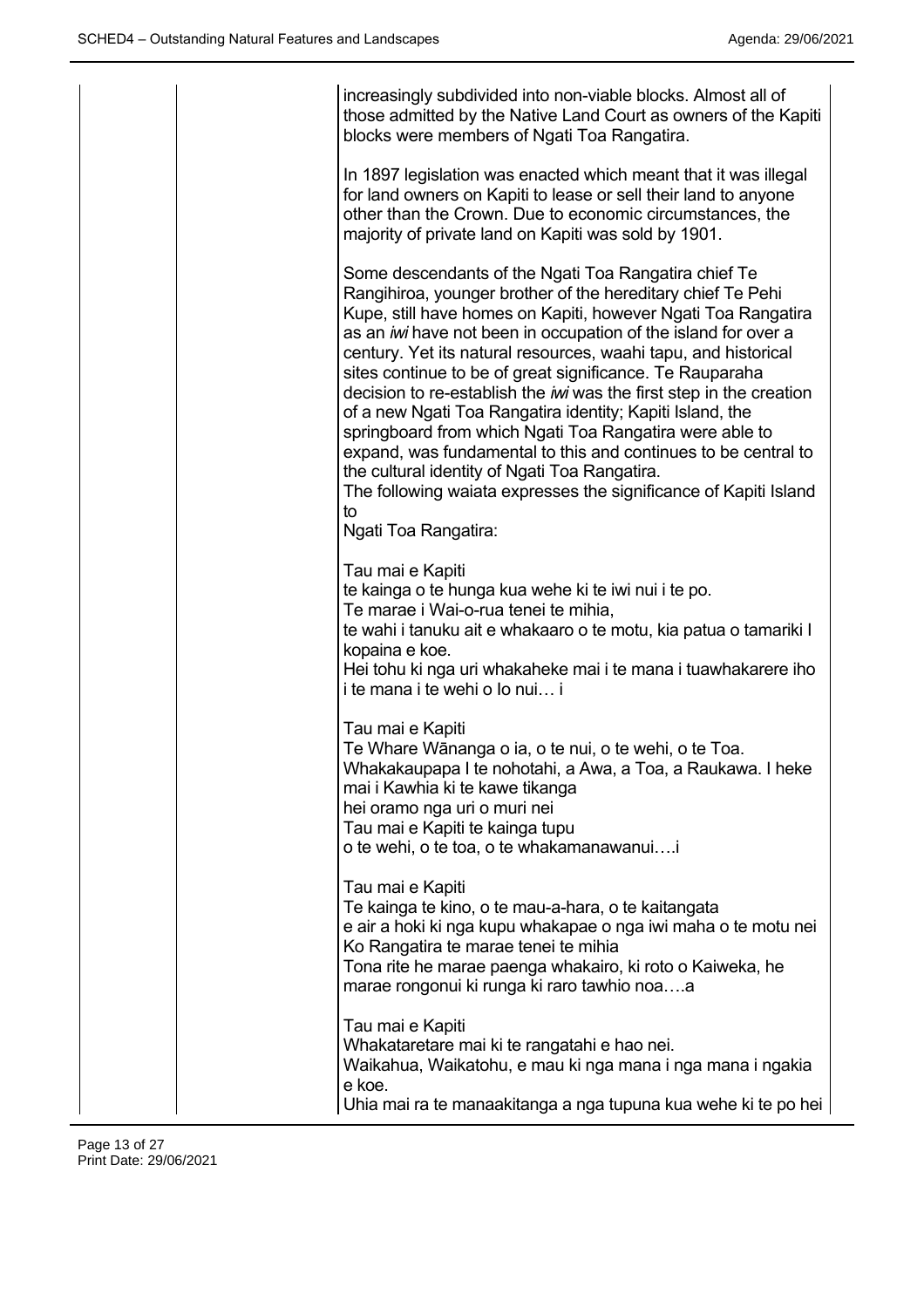increasingly subdivided into non-viable blocks. Almost all of those admitted by the Native Land Court as owners of the Kapiti blocks were members of Ngati Toa Rangatira.

In 1897 legislation was enacted which meant that it was illegal for land owners on Kapiti to lease or sell their land to anyone other than the Crown. Due to economic circumstances, the majority of private land on Kapiti was sold by 1901.

Some descendants of the Ngati Toa Rangatira chief Te Rangihiroa, younger brother of the hereditary chief Te Pehi Kupe, still have homes on Kapiti, however Ngati Toa Rangatira as an *iwi* have not been in occupation of the island for over a century. Yet its natural resources, waahi tapu, and historical sites continue to be of great significance. Te Rauparaha decision to re-establish the *iwi* was the first step in the creation of a new Ngati Toa Rangatira identity; Kapiti Island, the springboard from which Ngati Toa Rangatira were able to expand, was fundamental to this and continues to be central to the cultural identity of Ngati Toa Rangatira.
The following waiata expresses the significance of Kapiti Island to
Ngati Toa Rangatira:

Tau mai e Kapiti
te kainga o te hunga kua wehe ki te iwi nui i te po.
Te marae i Wai-o-rua tenei te mihia,
te wahi i tanuku ait e whakaaro o te motu, kia patua o tamariki I kopaina e koe.
Hei tohu ki nga uri whakaheke mai i te mana i tuawhakarere iho i te mana i te wehi o Io nui… i

Tau mai e Kapiti
Te Whare Wānanga o ia, o te nui, o te wehi, o te Toa.
Whakakaupapa I te nohotahi, a Awa, a Toa, a Raukawa. I heke mai i Kawhia ki te kawe tikanga
hei oramo nga uri o muri nei
Tau mai e Kapiti te kainga tupu
o te wehi, o te toa, o te whakamanawanui….i

Tau mai e Kapiti
Te kainga te kino, o te mau-a-hara, o te kaitangata
e air a hoki ki nga kupu whakapae o nga iwi maha o te motu nei
Ko Rangatira te marae tenei te mihia
Tona rite he marae paenga whakairo, ki roto o Kaiweka, he marae rongonui ki runga ki raro tawhio noa….a

Tau mai e Kapiti
Whakataretare mai ki te rangatahi e hao nei.
Waikahua, Waikatohu, e mau ki nga mana i nga mana i ngakia e koe.
Uhia mai ra te manaakitanga a nga tupuna kua wehe ki te po hei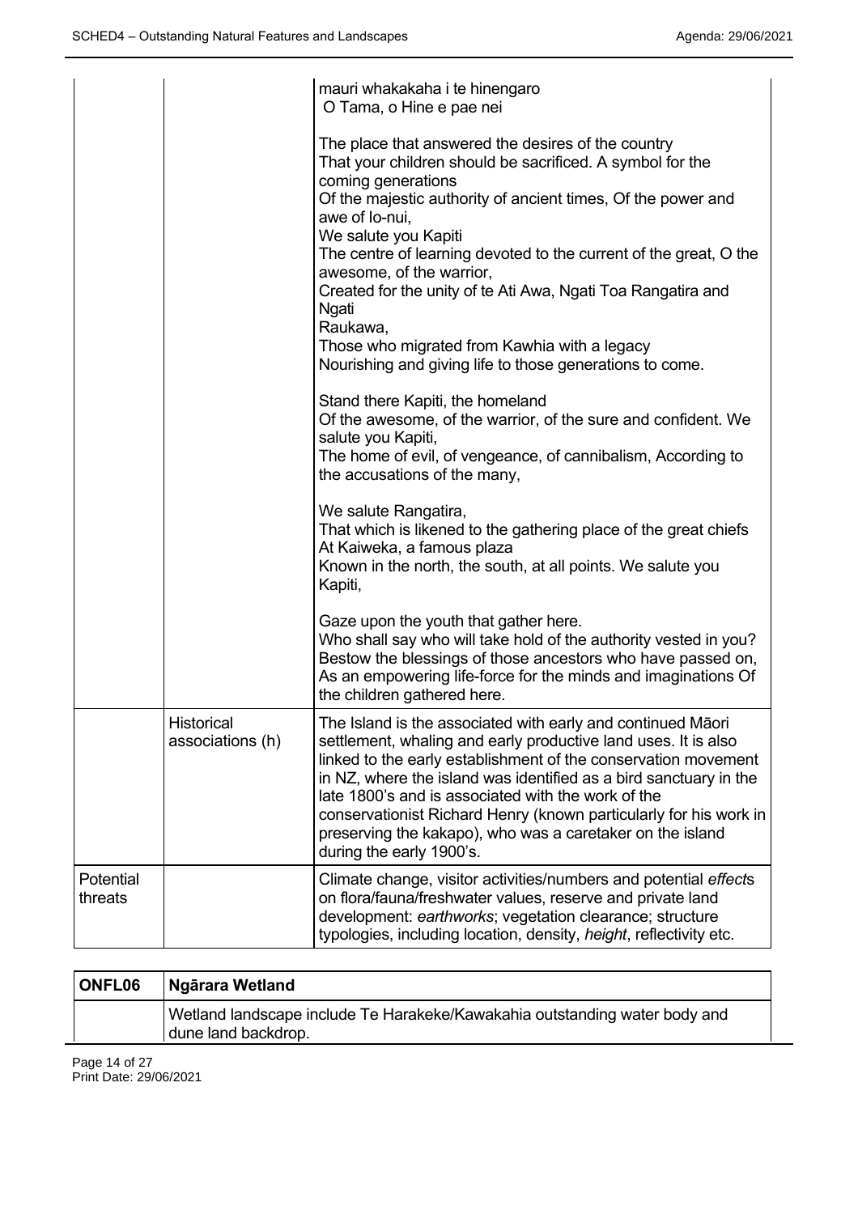| | | |
|---|---|---|
| | | mauri whakakaha i te hinengaro<br>O Tama, o Hine e pae nei<br><br>The place that answered the desires of the country<br>That your children should be sacrificed. A symbol for the coming generations<br>Of the majestic authority of ancient times, Of the power and awe of Io-nui,<br>We salute you Kapiti<br>The centre of learning devoted to the current of the great, O the awesome, of the warrior,<br>Created for the unity of te Ati Awa, Ngati Toa Rangatira and Ngati<br>Raukawa,<br>Those who migrated from Kawhia with a legacy<br>Nourishing and giving life to those generations to come.<br><br>Stand there Kapiti, the homeland<br>Of the awesome, of the warrior, of the sure and confident. We salute you Kapiti,<br>The home of evil, of vengeance, of cannibalism, According to the accusations of the many,<br><br>We salute Rangatira,<br>That which is likened to the gathering place of the great chiefs<br>At Kaiweka, a famous plaza<br>Known in the north, the south, at all points. We salute you Kapiti,<br><br>Gaze upon the youth that gather here.<br>Who shall say who will take hold of the authority vested in you?<br>Bestow the blessings of those ancestors who have passed on,<br>As an empowering life-force for the minds and imaginations Of the children gathered here. |
| | Historical associations (h) | The Island is the associated with early and continued Māori settlement, whaling and early productive land uses. It is also linked to the early establishment of the conservation movement in NZ, where the island was identified as a bird sanctuary in the late 1800's and is associated with the work of the conservationist Richard Henry (known particularly for his work in preserving the kakapo), who was a caretaker on the island during the early 1900's. |
| Potential threats | | Climate change, visitor activities/numbers and potential *effect*s on flora/fauna/freshwater values, reserve and private land development: *earthworks*; vegetation clearance; structure typologies, including location, density, *height*, reflectivity etc. |

| ONFL06 | Ngārara Wetland |
|---|---|
| | Wetland landscape include Te Harakeke/Kawakahia outstanding water body and dune land backdrop. |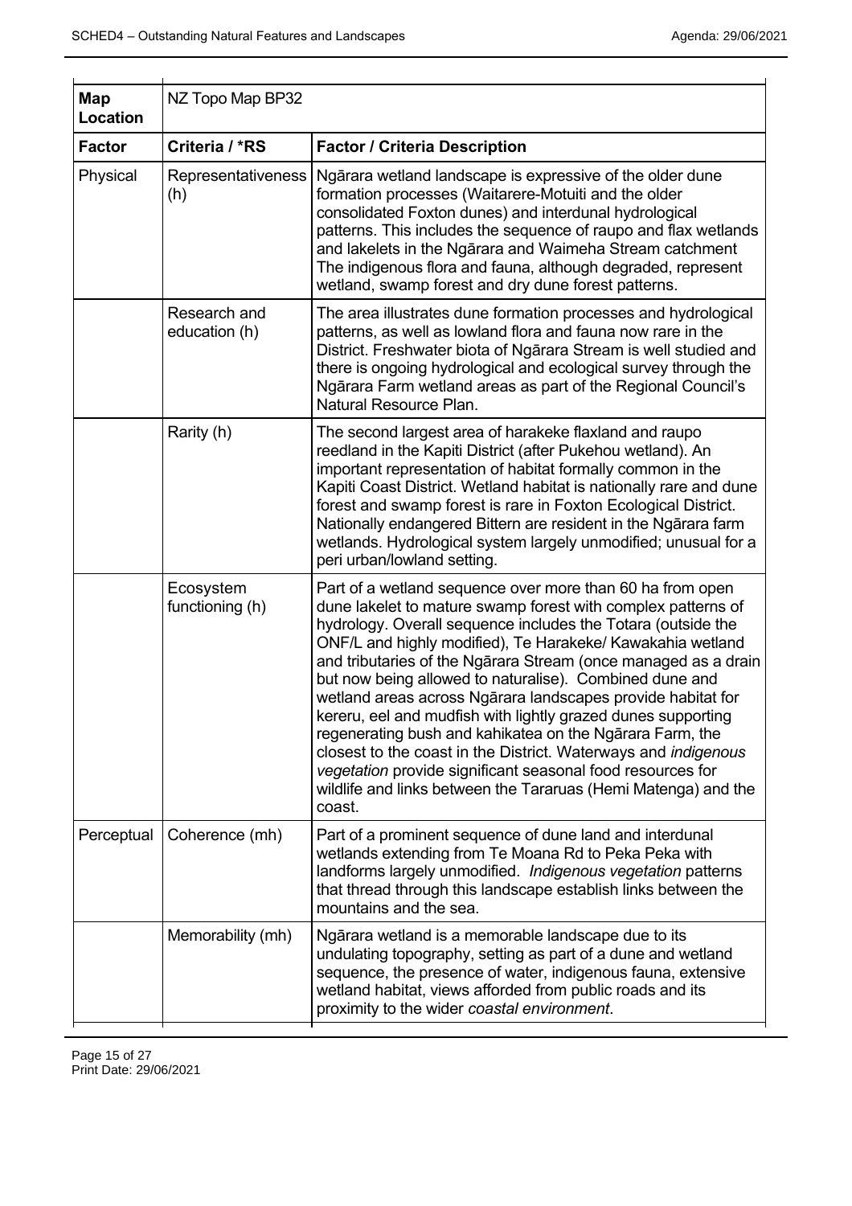| Map Location | NZ Topo Map BP32 | |
|---|---|---|
| **Factor** | **Criteria / *RS** | **Factor / Criteria Description** |
| Physical | Representativeness (h) | Ngārara wetland landscape is expressive of the older dune formation processes (Waitarere-Motuiti and the older consolidated Foxton dunes) and interdunal hydrological patterns. This includes the sequence of raupo and flax wetlands and lakelets in the Ngārara and Waimeha Stream catchment The indigenous flora and fauna, although degraded, represent wetland, swamp forest and dry dune forest patterns. |
| | Research and education (h) | The area illustrates dune formation processes and hydrological patterns, as well as lowland flora and fauna now rare in the District. Freshwater biota of Ngārara Stream is well studied and there is ongoing hydrological and ecological survey through the Ngārara Farm wetland areas as part of the Regional Council's Natural Resource Plan. |
| | Rarity (h) | The second largest area of harakeke flaxland and raupo reedland in the Kapiti District (after Pukehou wetland). An important representation of habitat formally common in the Kapiti Coast District. Wetland habitat is nationally rare and dune forest and swamp forest is rare in Foxton Ecological District. Nationally endangered Bittern are resident in the Ngārara farm wetlands. Hydrological system largely unmodified; unusual for a peri urban/lowland setting. |
| | Ecosystem functioning (h) | Part of a wetland sequence over more than 60 ha from open dune lakelet to mature swamp forest with complex patterns of hydrology. Overall sequence includes the Totara (outside the ONF/L and highly modified), Te Harakeke/ Kawakahia wetland and tributaries of the Ngārara Stream (once managed as a drain but now being allowed to naturalise). Combined dune and wetland areas across Ngārara landscapes provide habitat for kereru, eel and mudfish with lightly grazed dunes supporting regenerating bush and kahikatea on the Ngārara Farm, the closest to the coast in the District. Waterways and *indigenous vegetation* provide significant seasonal food resources for wildlife and links between the Tararuas (Hemi Matenga) and the coast. |
| Perceptual | Coherence (mh) | Part of a prominent sequence of dune land and interdunal wetlands extending from Te Moana Rd to Peka Peka with landforms largely unmodified. *Indigenous vegetation* patterns that thread through this landscape establish links between the mountains and the sea. |
| | Memorability (mh) | Ngārara wetland is a memorable landscape due to its undulating topography, setting as part of a dune and wetland sequence, the presence of water, indigenous fauna, extensive wetland habitat, views afforded from public roads and its proximity to the wider *coastal environment*. |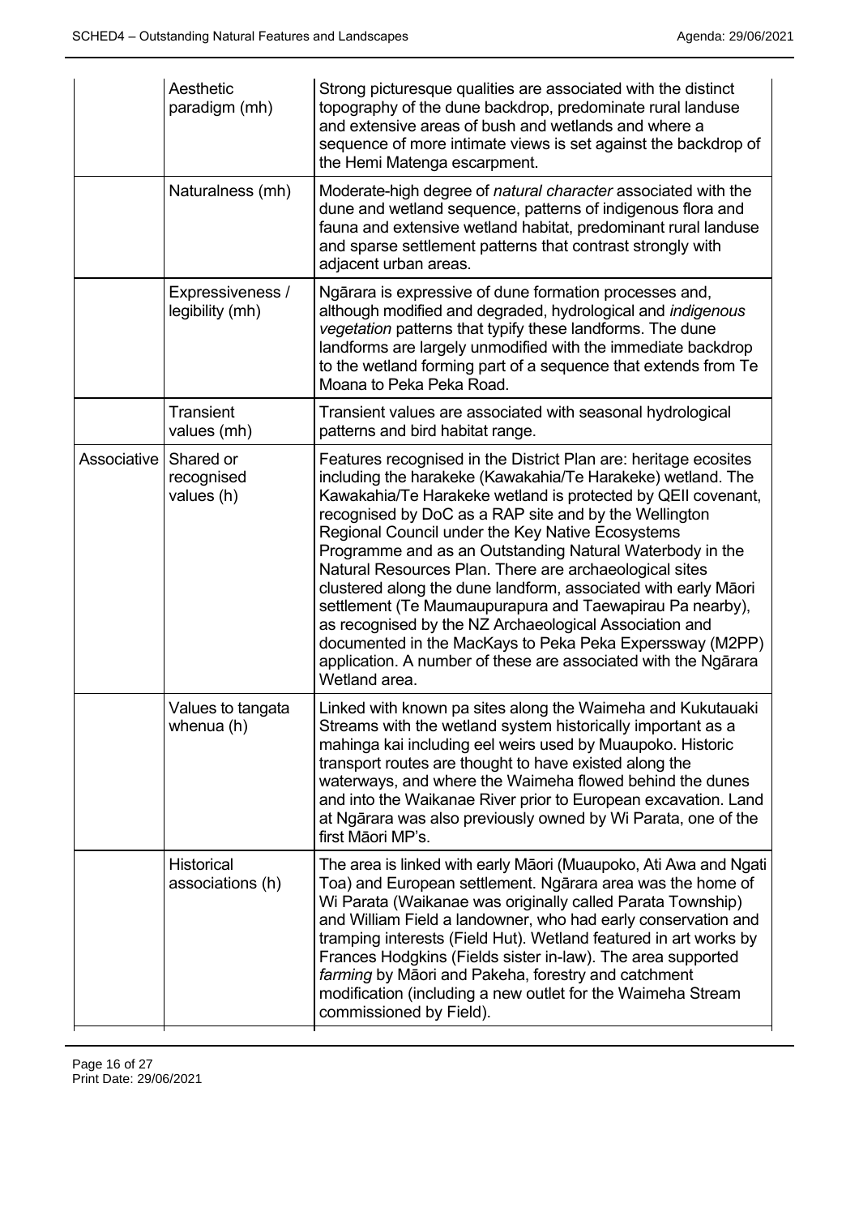| | | |
|---|---|---|
| | Aesthetic paradigm (mh) | Strong picturesque qualities are associated with the distinct topography of the dune backdrop, predominate rural landuse and extensive areas of bush and wetlands and where a sequence of more intimate views is set against the backdrop of the Hemi Matenga escarpment. |
| | Naturalness (mh) | Moderate-high degree of *natural character* associated with the dune and wetland sequence, patterns of indigenous flora and fauna and extensive wetland habitat, predominant rural landuse and sparse settlement patterns that contrast strongly with adjacent urban areas. |
| | Expressiveness / legibility (mh) | Ngārara is expressive of dune formation processes and, although modified and degraded, hydrological and *indigenous vegetation* patterns that typify these landforms. The dune landforms are largely unmodified with the immediate backdrop to the wetland forming part of a sequence that extends from Te Moana to Peka Peka Road. |
| | Transient values (mh) | Transient values are associated with seasonal hydrological patterns and bird habitat range. |
| Associative | Shared or recognised values (h) | Features recognised in the District Plan are: heritage ecosites including the harakeke (Kawakahia/Te Harakeke) wetland. The Kawakahia/Te Harakeke wetland is protected by QEII covenant, recognised by DoC as a RAP site and by the Wellington Regional Council under the Key Native Ecosystems Programme and as an Outstanding Natural Waterbody in the Natural Resources Plan. There are archaeological sites clustered along the dune landform, associated with early Māori settlement (Te Maumaupurapura and Taewapirau Pa nearby), as recognised by the NZ Archaeological Association and documented in the MacKays to Peka Peka Experssway (M2PP) application. A number of these are associated with the Ngārara Wetland area. |
| | Values to tangata whenua (h) | Linked with known pa sites along the Waimeha and Kukutauaki Streams with the wetland system historically important as a mahinga kai including eel weirs used by Muaupoko. Historic transport routes are thought to have existed along the waterways, and where the Waimeha flowed behind the dunes and into the Waikanae River prior to European excavation. Land at Ngārara was also previously owned by Wi Parata, one of the first Māori MP's. |
| | Historical associations (h) | The area is linked with early Māori (Muaupoko, Ati Awa and Ngati Toa) and European settlement. Ngārara area was the home of Wi Parata (Waikanae was originally called Parata Township) and William Field a landowner, who had early conservation and tramping interests (Field Hut). Wetland featured in art works by Frances Hodgkins (Fields sister in-law). The area supported *farming* by Māori and Pakeha, forestry and catchment modification (including a new outlet for the Waimeha Stream commissioned by Field). |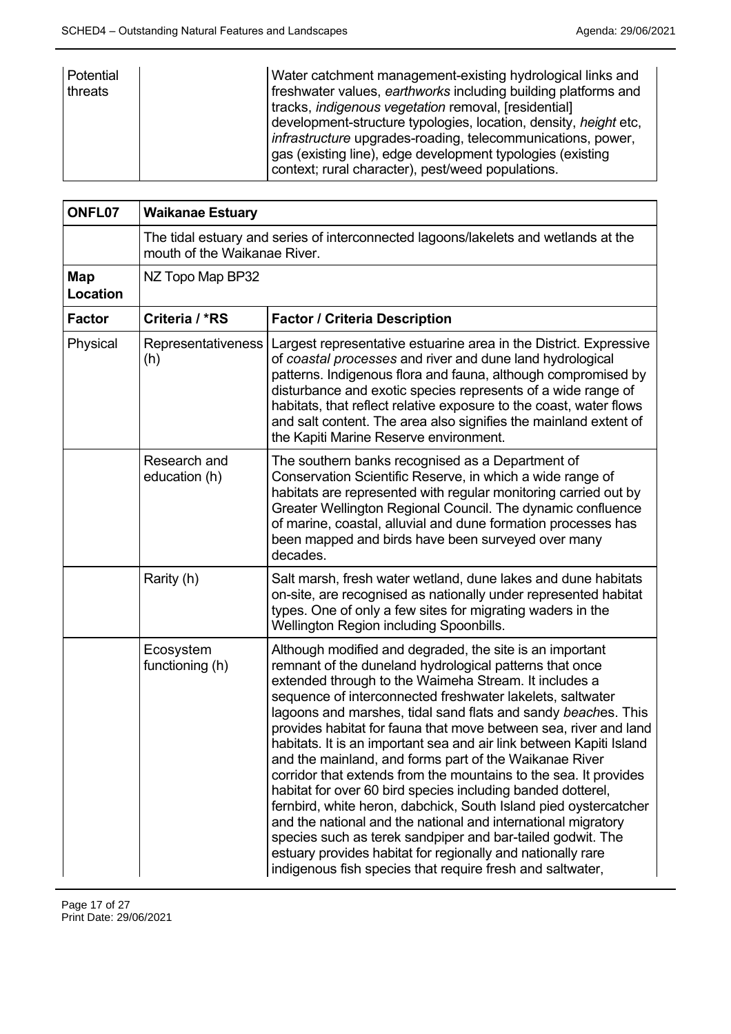| Potential threats | | Water catchment management-existing hydrological links and freshwater values, *earthworks* including building platforms and tracks, *indigenous vegetation* removal, [residential] development-structure typologies, location, density, *height* etc, *infrastructure* upgrades-roading, telecommunications, power, gas (existing line), edge development typologies (existing context; rural character), pest/weed populations. |
|---|---|---|

| **ONFL07** | **Waikanae Estuary** | |
|---|---|---|
| | The tidal estuary and series of interconnected lagoons/lakelets and wetlands at the mouth of the Waikanae River. | |
| **Map Location** | NZ Topo Map BP32 | |
| **Factor** | **Criteria / *RS** | **Factor / Criteria Description** |
| Physical | Representativeness (h) | Largest representative estuarine area in the District. Expressive of *coastal processes* and river and dune land hydrological patterns. Indigenous flora and fauna, although compromised by disturbance and exotic species represents of a wide range of habitats, that reflect relative exposure to the coast, water flows and salt content. The area also signifies the mainland extent of the Kapiti Marine Reserve environment. |
| | Research and education (h) | The southern banks recognised as a Department of Conservation Scientific Reserve, in which a wide range of habitats are represented with regular monitoring carried out by Greater Wellington Regional Council. The dynamic confluence of marine, coastal, alluvial and dune formation processes has been mapped and birds have been surveyed over many decades. |
| | Rarity (h) | Salt marsh, fresh water wetland, dune lakes and dune habitats on-site, are recognised as nationally under represented habitat types. One of only a few sites for migrating waders in the Wellington Region including Spoonbills. |
| | Ecosystem functioning (h) | Although modified and degraded, the site is an important remnant of the duneland hydrological patterns that once extended through to the Waimeha Stream. It includes a sequence of interconnected freshwater lakelets, saltwater lagoons and marshes, tidal sand flats and sandy *beach*es. This provides habitat for fauna that move between sea, river and land habitats. It is an important sea and air link between Kapiti Island and the mainland, and forms part of the Waikanae River corridor that extends from the mountains to the sea. It provides habitat for over 60 bird species including banded dotterel, fernbird, white heron, dabchick, South Island pied oystercatcher and the national and the national and international migratory species such as terek sandpiper and bar-tailed godwit. The estuary provides habitat for regionally and nationally rare indigenous fish species that require fresh and saltwater, |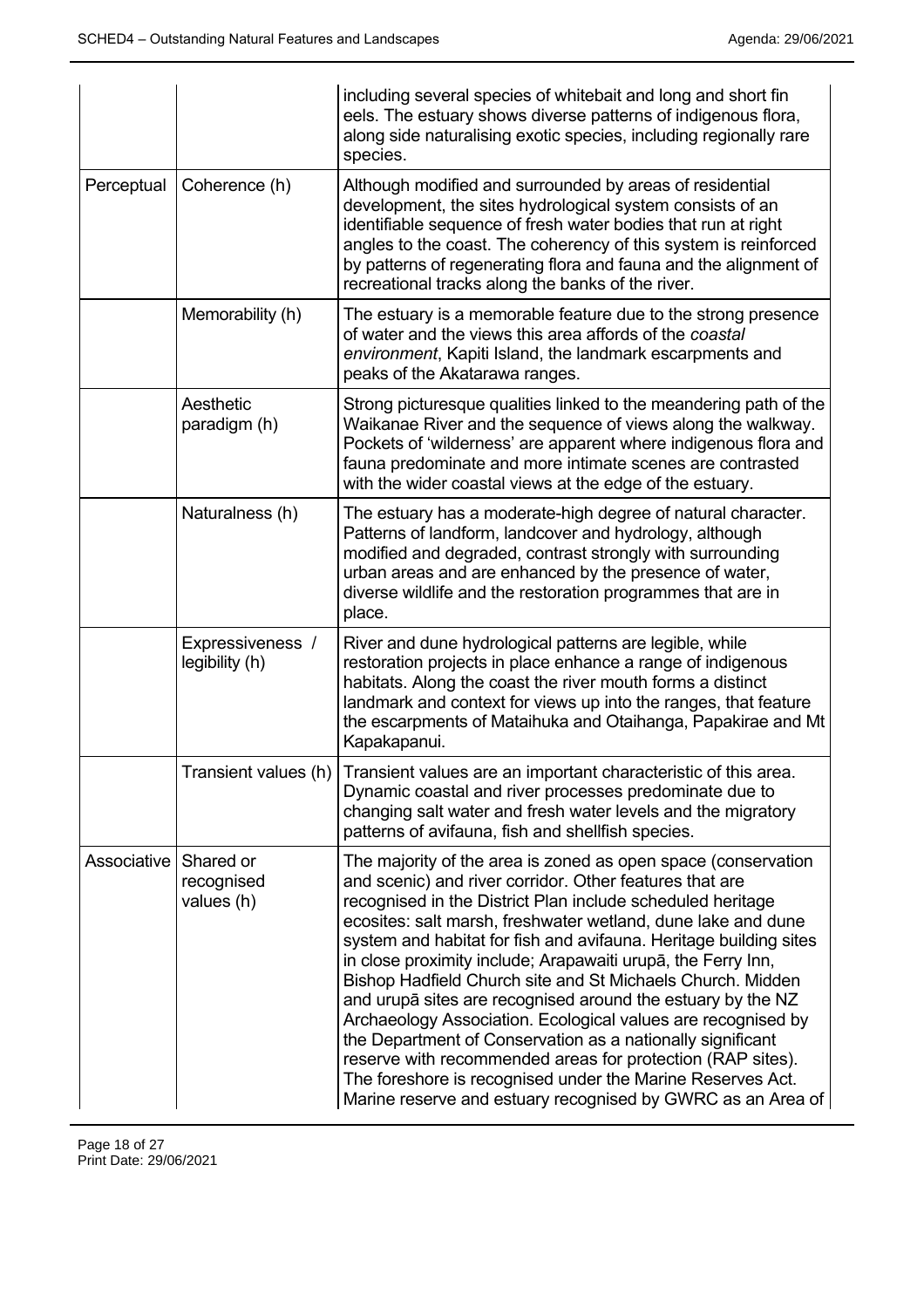| | | |
|---|---|---|
| | | including several species of whitebait and long and short fin eels. The estuary shows diverse patterns of indigenous flora, along side naturalising exotic species, including regionally rare species. |
| Perceptual | Coherence (h) | Although modified and surrounded by areas of residential development, the sites hydrological system consists of an identifiable sequence of fresh water bodies that run at right angles to the coast. The coherency of this system is reinforced by patterns of regenerating flora and fauna and the alignment of recreational tracks along the banks of the river. |
| | Memorability (h) | The estuary is a memorable feature due to the strong presence of water and the views this area affords of the *coastal environment*, Kapiti Island, the landmark escarpments and peaks of the Akatarawa ranges. |
| | Aesthetic paradigm (h) | Strong picturesque qualities linked to the meandering path of the Waikanae River and the sequence of views along the walkway. Pockets of 'wilderness' are apparent where indigenous flora and fauna predominate and more intimate scenes are contrasted with the wider coastal views at the edge of the estuary. |
| | Naturalness (h) | The estuary has a moderate-high degree of natural character. Patterns of landform, landcover and hydrology, although modified and degraded, contrast strongly with surrounding urban areas and are enhanced by the presence of water, diverse wildlife and the restoration programmes that are in place. |
| | Expressiveness / legibility (h) | River and dune hydrological patterns are legible, while restoration projects in place enhance a range of indigenous habitats. Along the coast the river mouth forms a distinct landmark and context for views up into the ranges, that feature the escarpments of Mataihuka and Otaihanga, Papakirae and Mt Kapakapanui. |
| | Transient values (h) | Transient values are an important characteristic of this area. Dynamic coastal and river processes predominate due to changing salt water and fresh water levels and the migratory patterns of avifauna, fish and shellfish species. |
| Associative | Shared or recognised values (h) | The majority of the area is zoned as open space (conservation and scenic) and river corridor. Other features that are recognised in the District Plan include scheduled heritage ecosites: salt marsh, freshwater wetland, dune lake and dune system and habitat for fish and avifauna. Heritage building sites in close proximity include; Arapawaiti urupā, the Ferry Inn, Bishop Hadfield Church site and St Michaels Church. Midden and urupā sites are recognised around the estuary by the NZ Archaeology Association. Ecological values are recognised by the Department of Conservation as a nationally significant reserve with recommended areas for protection (RAP sites). The foreshore is recognised under the Marine Reserves Act. Marine reserve and estuary recognised by GWRC as an Area of |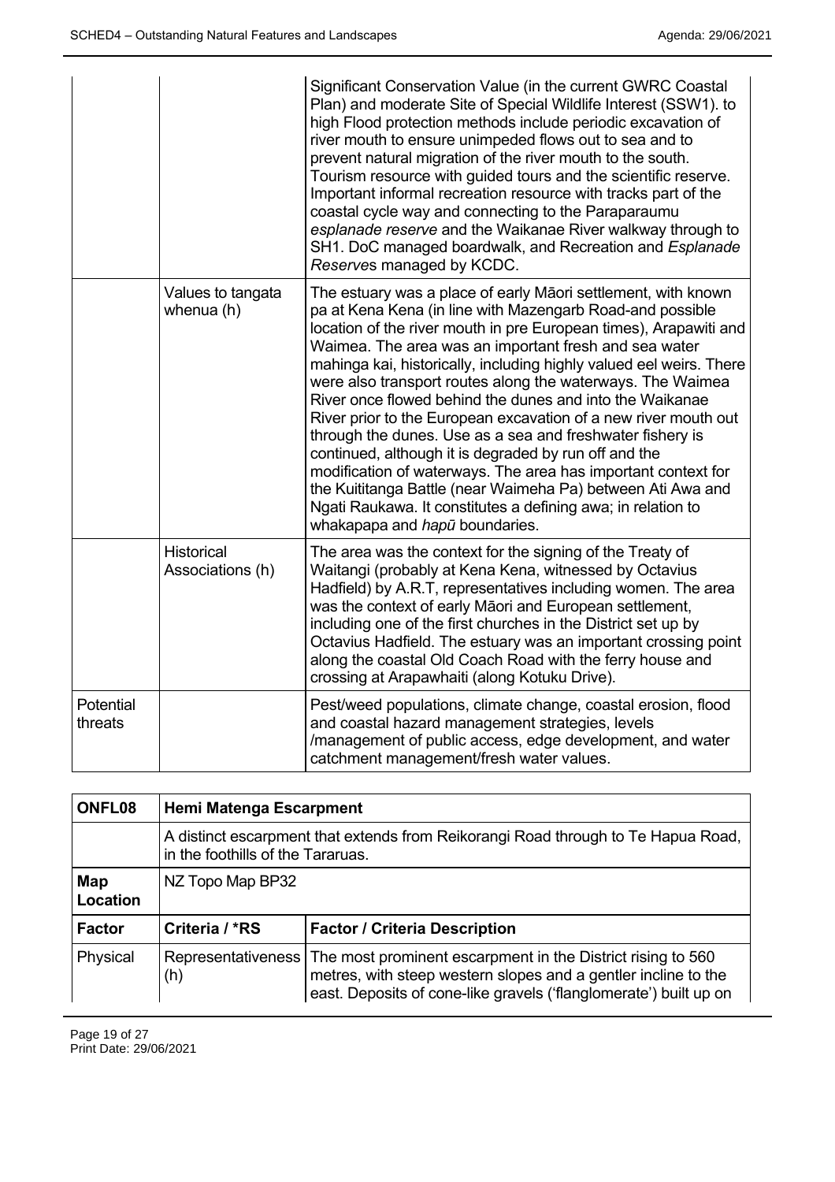| | | |
|---|---|---|
| | | Significant Conservation Value (in the current GWRC Coastal Plan) and moderate Site of Special Wildlife Interest (SSW1). to high Flood protection methods include periodic excavation of river mouth to ensure unimpeded flows out to sea and to prevent natural migration of the river mouth to the south. Tourism resource with guided tours and the scientific reserve. Important informal recreation resource with tracks part of the coastal cycle way and connecting to the Paraparaumu *esplanade reserve* and the Waikanae River walkway through to SH1. DoC managed boardwalk, and Recreation and *Esplanade Reserve*s managed by KCDC. |
| | Values to tangata whenua (h) | The estuary was a place of early Māori settlement, with known pa at Kena Kena (in line with Mazengarb Road-and possible location of the river mouth in pre European times), Arapawiti and Waimea. The area was an important fresh and sea water mahinga kai, historically, including highly valued eel weirs. There were also transport routes along the waterways. The Waimea River once flowed behind the dunes and into the Waikanae River prior to the European excavation of a new river mouth out through the dunes. Use as a sea and freshwater fishery is continued, although it is degraded by run off and the modification of waterways. The area has important context for the Kuititanga Battle (near Waimeha Pa) between Ati Awa and Ngati Raukawa. It constitutes a defining awa; in relation to whakapapa and *hapū* boundaries. |
| | Historical Associations (h) | The area was the context for the signing of the Treaty of Waitangi (probably at Kena Kena, witnessed by Octavius Hadfield) by A.R.T, representatives including women. The area was the context of early Māori and European settlement, including one of the first churches in the District set up by Octavius Hadfield. The estuary was an important crossing point along the coastal Old Coach Road with the ferry house and crossing at Arapawhaiti (along Kotuku Drive). |
| Potential threats | | Pest/weed populations, climate change, coastal erosion, flood and coastal hazard management strategies, levels /management of public access, edge development, and water catchment management/fresh water values. |

| **ONFL08** | **Hemi Matenga Escarpment** | |
|---|---|---|
| | A distinct escarpment that extends from Reikorangi Road through to Te Hapua Road, in the foothills of the Tararuas. | |
| **Map Location** | NZ Topo Map BP32 | |
| **Factor** | **Criteria / *RS** | **Factor / Criteria Description** |
| Physical | Representativeness (h) | The most prominent escarpment in the District rising to 560 metres, with steep western slopes and a gentler incline to the east. Deposits of cone-like gravels ('flanglomerate') built up on |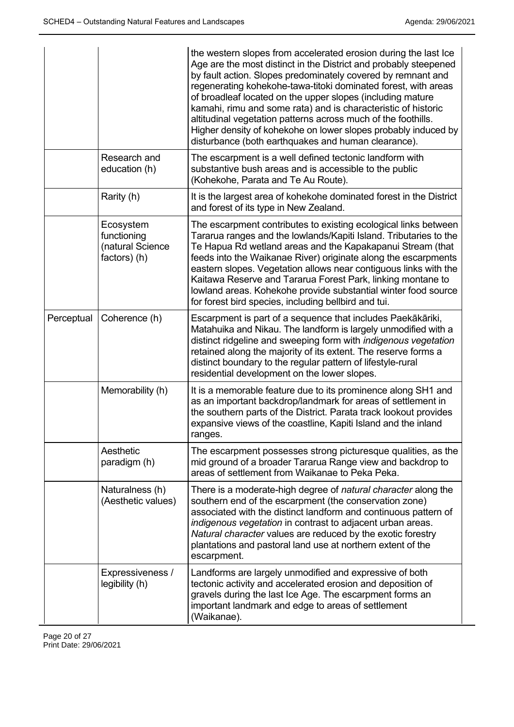| | | |
|---|---|---|
| | | the western slopes from accelerated erosion during the last Ice Age are the most distinct in the District and probably steepened by fault action. Slopes predominately covered by remnant and regenerating kohekohe-tawa-titoki dominated forest, with areas of broadleaf located on the upper slopes (including mature kamahi, rimu and some rata) and is characteristic of historic altitudinal vegetation patterns across much of the foothills. Higher density of kohekohe on lower slopes probably induced by disturbance (both earthquakes and human clearance). |
| | Research and education (h) | The escarpment is a well defined tectonic landform with substantive bush areas and is accessible to the public (Kohekohe, Parata and Te Au Route). |
| | Rarity (h) | It is the largest area of kohekohe dominated forest in the District and forest of its type in New Zealand. |
| | Ecosystem functioning (natural Science factors) (h) | The escarpment contributes to existing ecological links between Tararua ranges and the lowlands/Kapiti Island. Tributaries to the Te Hapua Rd wetland areas and the Kapakapanui Stream (that feeds into the Waikanae River) originate along the escarpments eastern slopes. Vegetation allows near contiguous links with the Kaitawa Reserve and Tararua Forest Park, linking montane to lowland areas. Kohekohe provide substantial winter food source for forest bird species, including bellbird and tui. |
| Perceptual | Coherence (h) | Escarpment is part of a sequence that includes Paekākāriki, Matahuika and Nikau. The landform is largely unmodified with a distinct ridgeline and sweeping form with *indigenous vegetation* retained along the majority of its extent. The reserve forms a distinct boundary to the regular pattern of lifestyle-rural residential development on the lower slopes. |
| | Memorability (h) | It is a memorable feature due to its prominence along SH1 and as an important backdrop/landmark for areas of settlement in the southern parts of the District. Parata track lookout provides expansive views of the coastline, Kapiti Island and the inland ranges. |
| | Aesthetic paradigm (h) | The escarpment possesses strong picturesque qualities, as the mid ground of a broader Tararua Range view and backdrop to areas of settlement from Waikanae to Peka Peka. |
| | Naturalness (h) (Aesthetic values) | There is a moderate-high degree of *natural character* along the southern end of the escarpment (the conservation zone) associated with the distinct landform and continuous pattern of *indigenous vegetation* in contrast to adjacent urban areas. *Natural character* values are reduced by the exotic forestry plantations and pastoral land use at northern extent of the escarpment. |
| | Expressiveness / legibility (h) | Landforms are largely unmodified and expressive of both tectonic activity and accelerated erosion and deposition of gravels during the last Ice Age. The escarpment forms an important landmark and edge to areas of settlement (Waikanae). |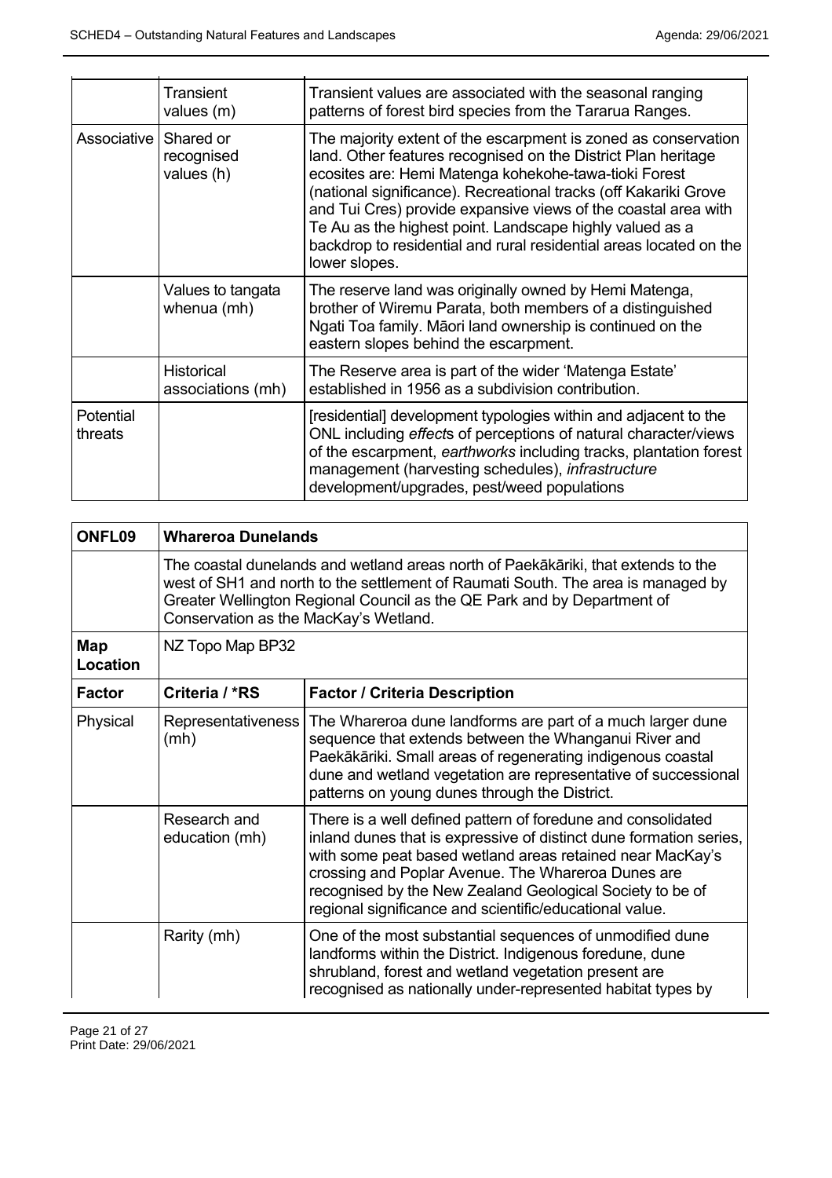| | | |
|---|---|---|
| | Transient values (m) | Transient values are associated with the seasonal ranging patterns of forest bird species from the Tararua Ranges. |
| Associative | Shared or recognised values (h) | The majority extent of the escarpment is zoned as conservation land. Other features recognised on the District Plan heritage ecosites are: Hemi Matenga kohekohe-tawa-tioki Forest (national significance). Recreational tracks (off Kakariki Grove and Tui Cres) provide expansive views of the coastal area with Te Au as the highest point. Landscape highly valued as a backdrop to residential and rural residential areas located on the lower slopes. |
| | Values to tangata whenua (mh) | The reserve land was originally owned by Hemi Matenga, brother of Wiremu Parata, both members of a distinguished Ngati Toa family. Māori land ownership is continued on the eastern slopes behind the escarpment. |
| | Historical associations (mh) | The Reserve area is part of the wider 'Matenga Estate' established in 1956 as a subdivision contribution. |
| Potential threats | | [residential] development typologies within and adjacent to the ONL including *effects* of perceptions of natural character/views of the escarpment, *earthworks* including tracks, plantation forest management (harvesting schedules), *infrastructure* development/upgrades, pest/weed populations |

| **ONFL09** | **Whareroa Dunelands** | |
|---|---|---|
| | The coastal dunelands and wetland areas north of Paekākāriki, that extends to the west of SH1 and north to the settlement of Raumati South. The area is managed by Greater Wellington Regional Council as the QE Park and by Department of Conservation as the MacKay's Wetland. | |
| **Map Location** | NZ Topo Map BP32 | |
| **Factor** | **Criteria / *RS** | **Factor / Criteria Description** |
| Physical | Representativeness (mh) | The Whareroa dune landforms are part of a much larger dune sequence that extends between the Whanganui River and Paekākāriki. Small areas of regenerating indigenous coastal dune and wetland vegetation are representative of successional patterns on young dunes through the District. |
| | Research and education (mh) | There is a well defined pattern of foredune and consolidated inland dunes that is expressive of distinct dune formation series, with some peat based wetland areas retained near MacKay's crossing and Poplar Avenue. The Whareroa Dunes are recognised by the New Zealand Geological Society to be of regional significance and scientific/educational value. |
| | Rarity (mh) | One of the most substantial sequences of unmodified dune landforms within the District. Indigenous foredune, dune shrubland, forest and wetland vegetation present are recognised as nationally under-represented habitat types by |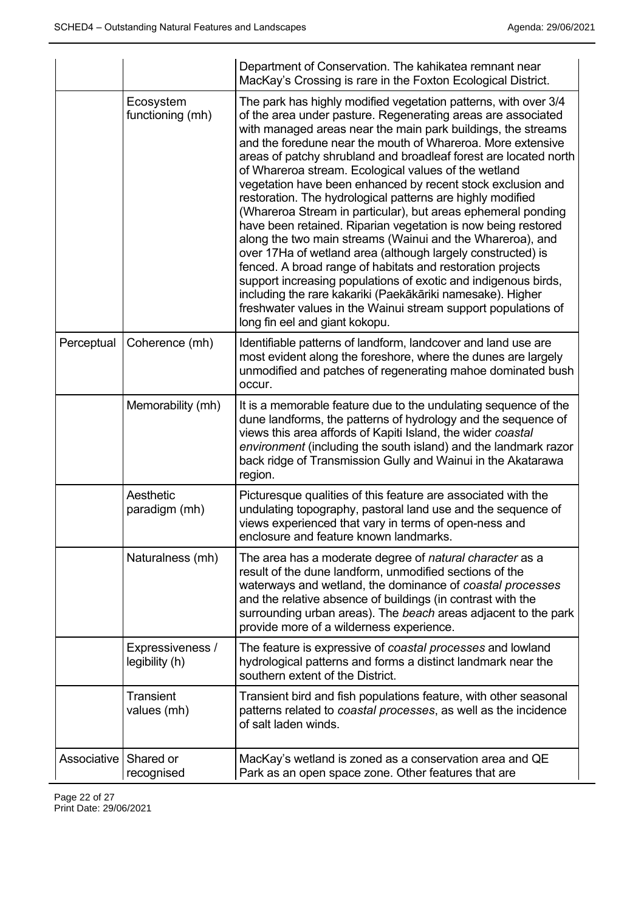| | | |
|---|---|---|
| | | Department of Conservation. The kahikatea remnant near MacKay's Crossing is rare in the Foxton Ecological District. |
| | Ecosystem functioning (mh) | The park has highly modified vegetation patterns, with over 3/4 of the area under pasture. Regenerating areas are associated with managed areas near the main park buildings, the streams and the foredune near the mouth of Whareroa. More extensive areas of patchy shrubland and broadleaf forest are located north of Whareroa stream. Ecological values of the wetland vegetation have been enhanced by recent stock exclusion and restoration. The hydrological patterns are highly modified (Whareroa Stream in particular), but areas ephemeral ponding have been retained. Riparian vegetation is now being restored along the two main streams (Wainui and the Whareroa), and over 17Ha of wetland area (although largely constructed) is fenced. A broad range of habitats and restoration projects support increasing populations of exotic and indigenous birds, including the rare kakariki (Paekākāriki namesake). Higher freshwater values in the Wainui stream support populations of long fin eel and giant kokopu. |
| Perceptual | Coherence (mh) | Identifiable patterns of landform, landcover and land use are most evident along the foreshore, where the dunes are largely unmodified and patches of regenerating mahoe dominated bush occur. |
| | Memorability (mh) | It is a memorable feature due to the undulating sequence of the dune landforms, the patterns of hydrology and the sequence of views this area affords of Kapiti Island, the wider *coastal environment* (including the south island) and the landmark razor back ridge of Transmission Gully and Wainui in the Akatarawa region. |
| | Aesthetic paradigm (mh) | Picturesque qualities of this feature are associated with the undulating topography, pastoral land use and the sequence of views experienced that vary in terms of open-ness and enclosure and feature known landmarks. |
| | Naturalness (mh) | The area has a moderate degree of *natural character* as a result of the dune landform, unmodified sections of the waterways and wetland, the dominance of *coastal processes* and the relative absence of buildings (in contrast with the surrounding urban areas). The *beach* areas adjacent to the park provide more of a wilderness experience. |
| | Expressiveness / legibility (h) | The feature is expressive of *coastal processes* and lowland hydrological patterns and forms a distinct landmark near the southern extent of the District. |
| | Transient values (mh) | Transient bird and fish populations feature, with other seasonal patterns related to *coastal processes*, as well as the incidence of salt laden winds. |
| Associative | Shared or recognised | MacKay's wetland is zoned as a conservation area and QE Park as an open space zone. Other features that are |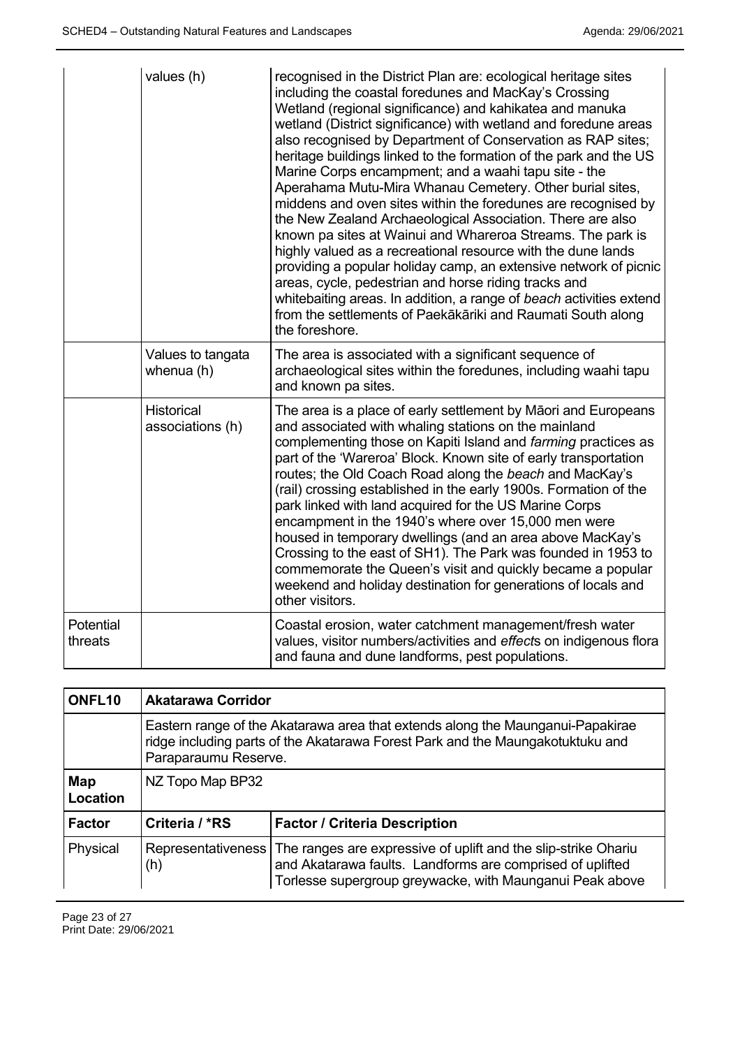| | | |
|---|---|---|
| | values (h) | recognised in the District Plan are: ecological heritage sites including the coastal foredunes and MacKay's Crossing Wetland (regional significance) and kahikatea and manuka wetland (District significance) with wetland and foredune areas also recognised by Department of Conservation as RAP sites; heritage buildings linked to the formation of the park and the US Marine Corps encampment; and a waahi tapu site - the Aperahama Mutu-Mira Whanau Cemetery. Other burial sites, middens and oven sites within the foredunes are recognised by the New Zealand Archaeological Association. There are also known pa sites at Wainui and Whareroa Streams. The park is highly valued as a recreational resource with the dune lands providing a popular holiday camp, an extensive network of picnic areas, cycle, pedestrian and horse riding tracks and whitebaiting areas. In addition, a range of *beach* activities extend from the settlements of Paekākāriki and Raumati South along the foreshore. |
| | Values to tangata whenua (h) | The area is associated with a significant sequence of archaeological sites within the foredunes, including waahi tapu and known pa sites. |
| | Historical associations (h) | The area is a place of early settlement by Māori and Europeans and associated with whaling stations on the mainland complementing those on Kapiti Island and *farming* practices as part of the 'Wareroa' Block. Known site of early transportation routes; the Old Coach Road along the *beach* and MacKay's (rail) crossing established in the early 1900s. Formation of the park linked with land acquired for the US Marine Corps encampment in the 1940's where over 15,000 men were housed in temporary dwellings (and an area above MacKay's Crossing to the east of SH1). The Park was founded in 1953 to commemorate the Queen's visit and quickly became a popular weekend and holiday destination for generations of locals and other visitors. |
| Potential threats | | Coastal erosion, water catchment management/fresh water values, visitor numbers/activities and *effect*s on indigenous flora and fauna and dune landforms, pest populations. |

| **ONFL10** | **Akatarawa Corridor** | |
|---|---|---|
| | Eastern range of the Akatarawa area that extends along the Maunganui-Papakirae ridge including parts of the Akatarawa Forest Park and the Maungakotuktuku and Paraparaumu Reserve. | |
| **Map Location** | NZ Topo Map BP32 | |
| **Factor** | **Criteria / \*RS** | **Factor / Criteria Description** |
| Physical | Representativeness (h) | The ranges are expressive of uplift and the slip-strike Ohariu and Akatarawa faults. Landforms are comprised of uplifted Torlesse supergroup greywacke, with Maunganui Peak above |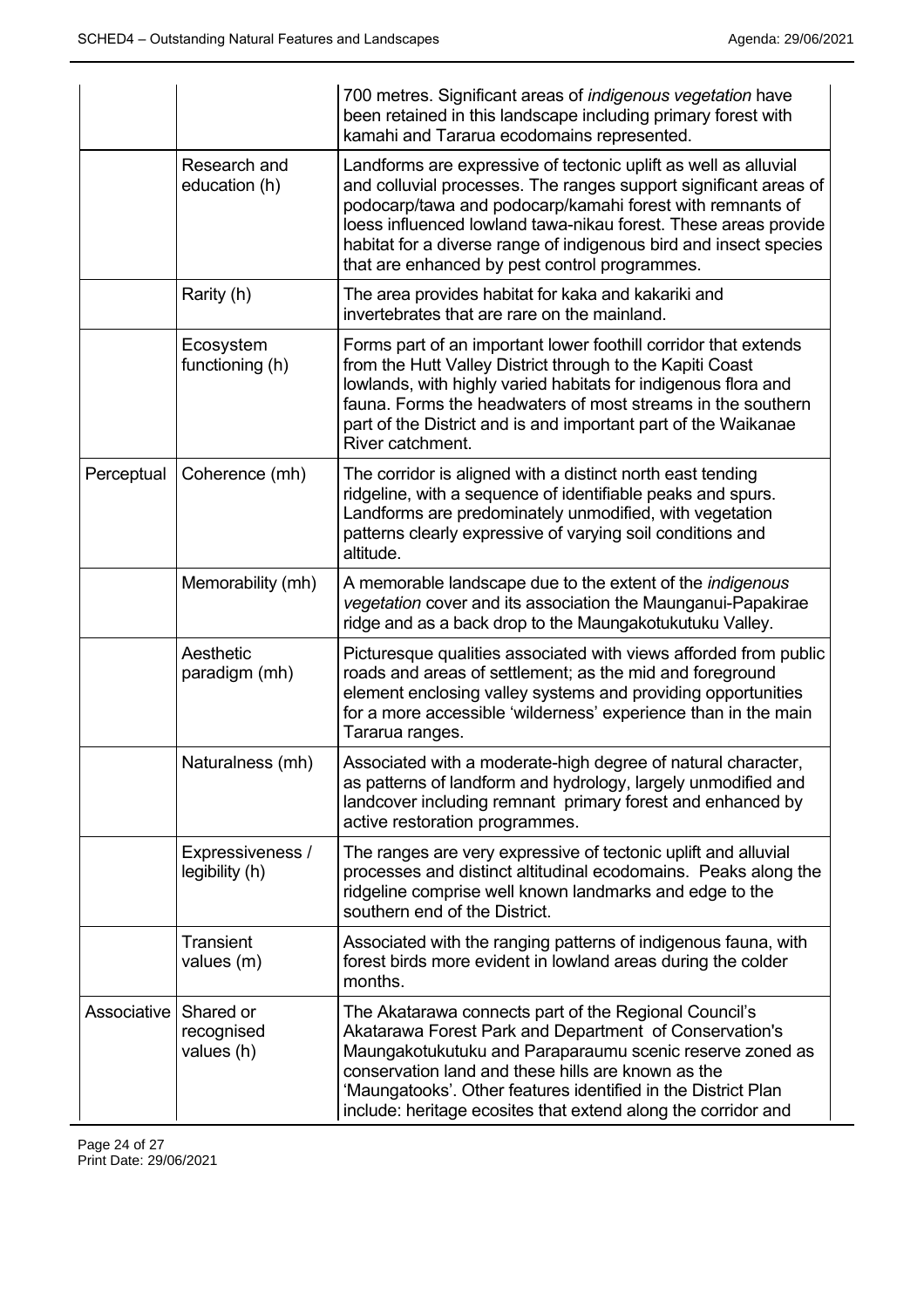| | | |
|---|---|---|
| | | 700 metres. Significant areas of *indigenous vegetation* have been retained in this landscape including primary forest with kamahi and Tararua ecodomains represented. |
| | Research and education (h) | Landforms are expressive of tectonic uplift as well as alluvial and colluvial processes. The ranges support significant areas of podocarp/tawa and podocarp/kamahi forest with remnants of loess influenced lowland tawa-nikau forest. These areas provide habitat for a diverse range of indigenous bird and insect species that are enhanced by pest control programmes. |
| | Rarity (h) | The area provides habitat for kaka and kakariki and invertebrates that are rare on the mainland. |
| | Ecosystem functioning (h) | Forms part of an important lower foothill corridor that extends from the Hutt Valley District through to the Kapiti Coast lowlands, with highly varied habitats for indigenous flora and fauna. Forms the headwaters of most streams in the southern part of the District and is and important part of the Waikanae River catchment. |
| Perceptual | Coherence (mh) | The corridor is aligned with a distinct north east tending ridgeline, with a sequence of identifiable peaks and spurs. Landforms are predominately unmodified, with vegetation patterns clearly expressive of varying soil conditions and altitude. |
| | Memorability (mh) | A memorable landscape due to the extent of the *indigenous vegetation* cover and its association the Maunganui-Papakirae ridge and as a back drop to the Maungakotukutuku Valley. |
| | Aesthetic paradigm (mh) | Picturesque qualities associated with views afforded from public roads and areas of settlement; as the mid and foreground element enclosing valley systems and providing opportunities for a more accessible 'wilderness' experience than in the main Tararua ranges. |
| | Naturalness (mh) | Associated with a moderate-high degree of natural character, as patterns of landform and hydrology, largely unmodified and landcover including remnant primary forest and enhanced by active restoration programmes. |
| | Expressiveness / legibility (h) | The ranges are very expressive of tectonic uplift and alluvial processes and distinct altitudinal ecodomains. Peaks along the ridgeline comprise well known landmarks and edge to the southern end of the District. |
| | Transient values (m) | Associated with the ranging patterns of indigenous fauna, with forest birds more evident in lowland areas during the colder months. |
| Associative | Shared or recognised values (h) | The Akatarawa connects part of the Regional Council's Akatarawa Forest Park and Department of Conservation's Maungakotukutuku and Paraparaumu scenic reserve zoned as conservation land and these hills are known as the 'Maungatooks'. Other features identified in the District Plan include: heritage ecosites that extend along the corridor and |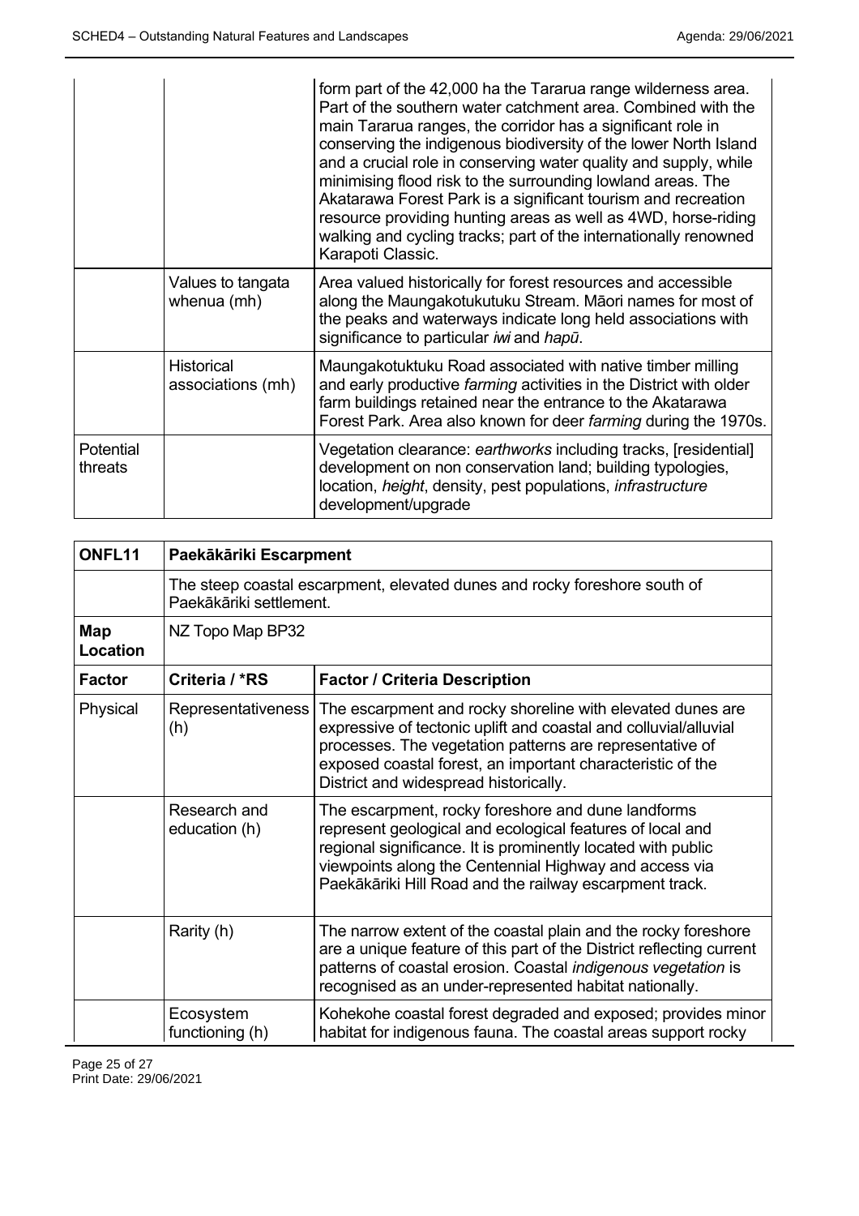| | | |
|---|---|---|
| | | form part of the 42,000 ha the Tararua range wilderness area. Part of the southern water catchment area. Combined with the main Tararua ranges, the corridor has a significant role in conserving the indigenous biodiversity of the lower North Island and a crucial role in conserving water quality and supply, while minimising flood risk to the surrounding lowland areas. The Akatarawa Forest Park is a significant tourism and recreation resource providing hunting areas as well as 4WD, horse-riding walking and cycling tracks; part of the internationally renowned Karapoti Classic. |
| | Values to tangata whenua (mh) | Area valued historically for forest resources and accessible along the Maungakotukutuku Stream. Māori names for most of the peaks and waterways indicate long held associations with significance to particular *iwi* and *hapū*. |
| | Historical associations (mh) | Maungakotuktuku Road associated with native timber milling and early productive *farming* activities in the District with older farm buildings retained near the entrance to the Akatarawa Forest Park. Area also known for deer *farming* during the 1970s. |
| Potential threats | | Vegetation clearance: *earthworks* including tracks, [residential] development on non conservation land; building typologies, location, *height*, density, pest populations, *infrastructure* development/upgrade |

| **ONFL11** | **Paekākāriki Escarpment** | |
|---|---|---|
| | The steep coastal escarpment, elevated dunes and rocky foreshore south of Paekākāriki settlement. | |
| **Map Location** | NZ Topo Map BP32 | |
| **Factor** | **Criteria / *RS** | **Factor / Criteria Description** |
| Physical | Representativeness (h) | The escarpment and rocky shoreline with elevated dunes are expressive of tectonic uplift and coastal and colluvial/alluvial processes. The vegetation patterns are representative of exposed coastal forest, an important characteristic of the District and widespread historically. |
| | Research and education (h) | The escarpment, rocky foreshore and dune landforms represent geological and ecological features of local and regional significance. It is prominently located with public viewpoints along the Centennial Highway and access via Paekākāriki Hill Road and the railway escarpment track. |
| | Rarity (h) | The narrow extent of the coastal plain and the rocky foreshore are a unique feature of this part of the District reflecting current patterns of coastal erosion. Coastal *indigenous vegetation* is recognised as an under-represented habitat nationally. |
| | Ecosystem functioning (h) | Kohekohe coastal forest degraded and exposed; provides minor habitat for indigenous fauna. The coastal areas support rocky |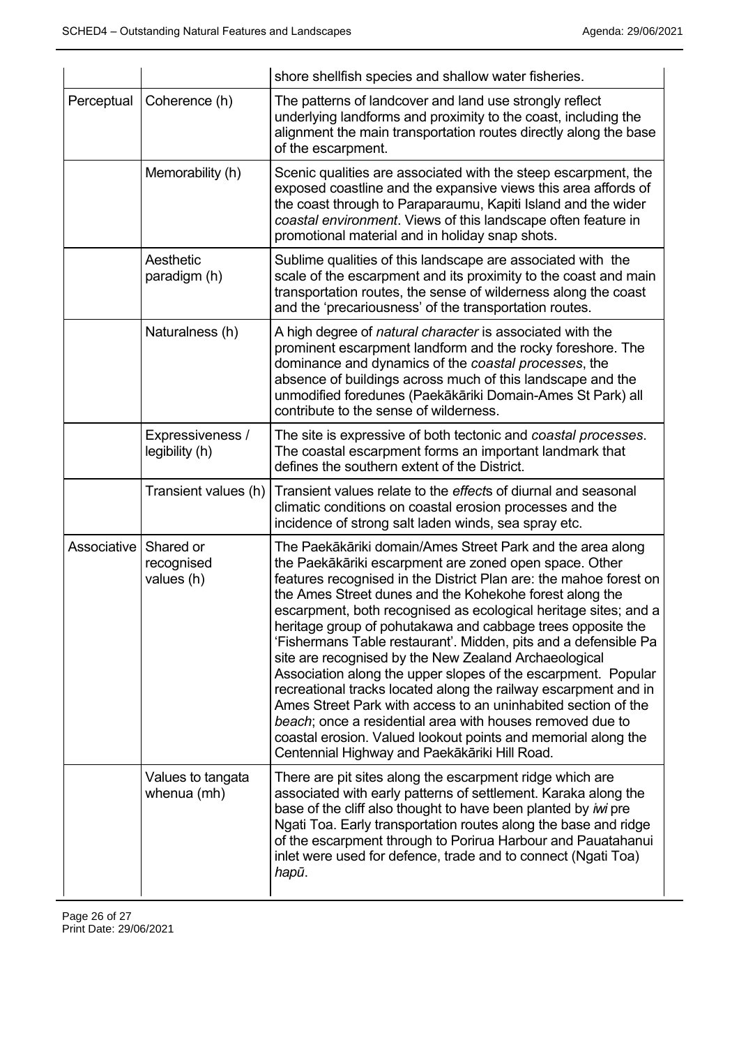| | | |
|---|---|---|
| | | shore shellfish species and shallow water fisheries. |
| Perceptual | Coherence (h) | The patterns of landcover and land use strongly reflect underlying landforms and proximity to the coast, including the alignment the main transportation routes directly along the base of the escarpment. |
| | Memorability (h) | Scenic qualities are associated with the steep escarpment, the exposed coastline and the expansive views this area affords of the coast through to Paraparaumu, Kapiti Island and the wider *coastal environment*. Views of this landscape often feature in promotional material and in holiday snap shots. |
| | Aesthetic paradigm (h) | Sublime qualities of this landscape are associated with the scale of the escarpment and its proximity to the coast and main transportation routes, the sense of wilderness along the coast and the 'precariousness' of the transportation routes. |
| | Naturalness (h) | A high degree of *natural character* is associated with the prominent escarpment landform and the rocky foreshore. The dominance and dynamics of the *coastal processes*, the absence of buildings across much of this landscape and the unmodified foredunes (Paekākāriki Domain-Ames St Park) all contribute to the sense of wilderness. |
| | Expressiveness / legibility (h) | The site is expressive of both tectonic and *coastal processes*. The coastal escarpment forms an important landmark that defines the southern extent of the District. |
| | Transient values (h) | Transient values relate to the *effect*s of diurnal and seasonal climatic conditions on coastal erosion processes and the incidence of strong salt laden winds, sea spray etc. |
| Associative | Shared or recognised values (h) | The Paekākāriki domain/Ames Street Park and the area along the Paekākāriki escarpment are zoned open space. Other features recognised in the District Plan are: the mahoe forest on the Ames Street dunes and the Kohekohe forest along the escarpment, both recognised as ecological heritage sites; and a heritage group of pohutakawa and cabbage trees opposite the 'Fishermans Table restaurant'. Midden, pits and a defensible Pa site are recognised by the New Zealand Archaeological Association along the upper slopes of the escarpment. Popular recreational tracks located along the railway escarpment and in Ames Street Park with access to an uninhabited section of the *beach*; once a residential area with houses removed due to coastal erosion. Valued lookout points and memorial along the Centennial Highway and Paekākāriki Hill Road. |
| | Values to tangata whenua (mh) | There are pit sites along the escarpment ridge which are associated with early patterns of settlement. Karaka along the base of the cliff also thought to have been planted by *iwi* pre Ngati Toa. Early transportation routes along the base and ridge of the escarpment through to Porirua Harbour and Pauatahanui inlet were used for defence, trade and to connect (Ngati Toa) *hapū*. |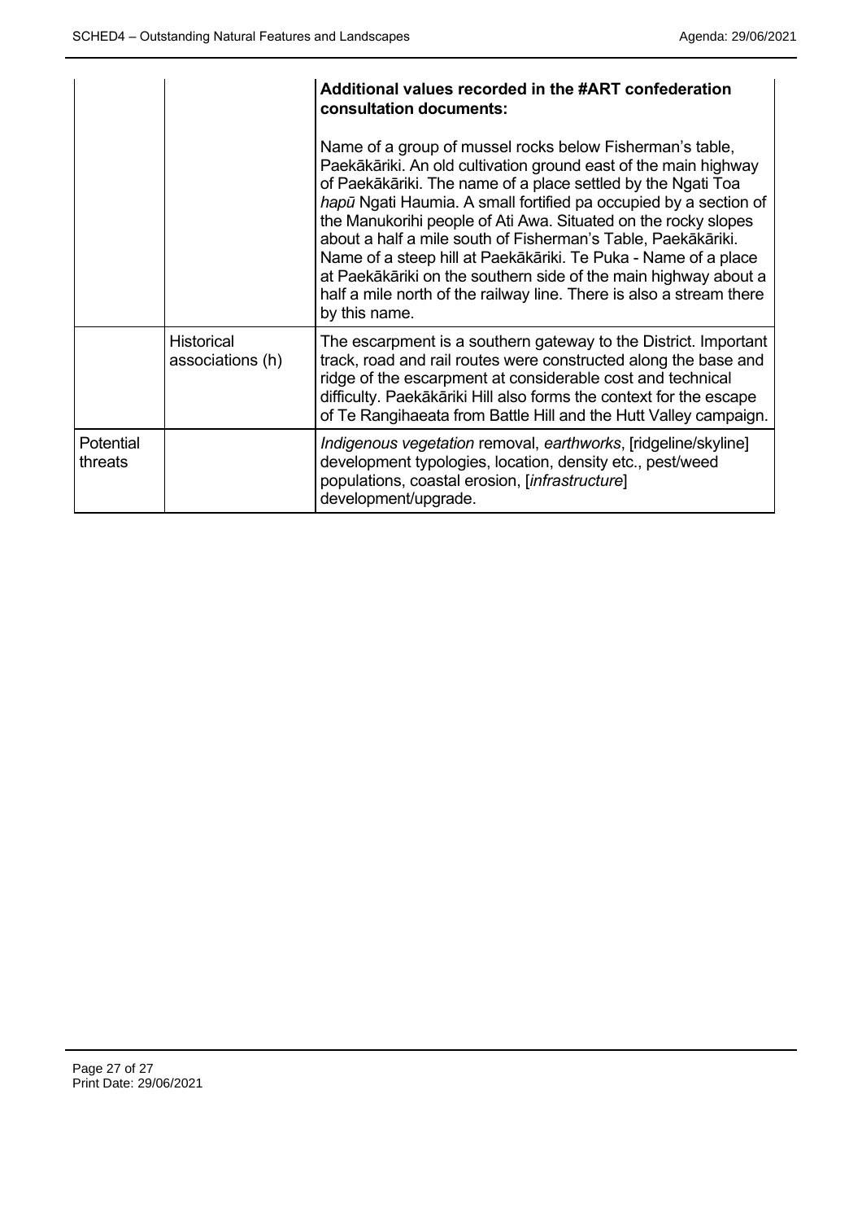| | | |
|---|---|---|
| | | **Additional values recorded in the #ART confederation consultation documents:**<br><br>Name of a group of mussel rocks below Fisherman's table, Paekākāriki. An old cultivation ground east of the main highway of Paekākāriki. The name of a place settled by the Ngati Toa *hapū* Ngati Haumia. A small fortified pa occupied by a section of the Manukorihi people of Ati Awa. Situated on the rocky slopes about a half a mile south of Fisherman's Table, Paekākāriki. Name of a steep hill at Paekākāriki. Te Puka - Name of a place at Paekākāriki on the southern side of the main highway about a half a mile north of the railway line. There is also a stream there by this name. |
| | Historical associations (h) | The escarpment is a southern gateway to the District. Important track, road and rail routes were constructed along the base and ridge of the escarpment at considerable cost and technical difficulty. Paekākāriki Hill also forms the context for the escape of Te Rangihaeata from Battle Hill and the Hutt Valley campaign. |
| Potential threats | | *Indigenous vegetation* removal, *earthworks*, [ridgeline/skyline] development typologies, location, density etc., pest/weed populations, coastal erosion, [*infrastructure*] development/upgrade. |